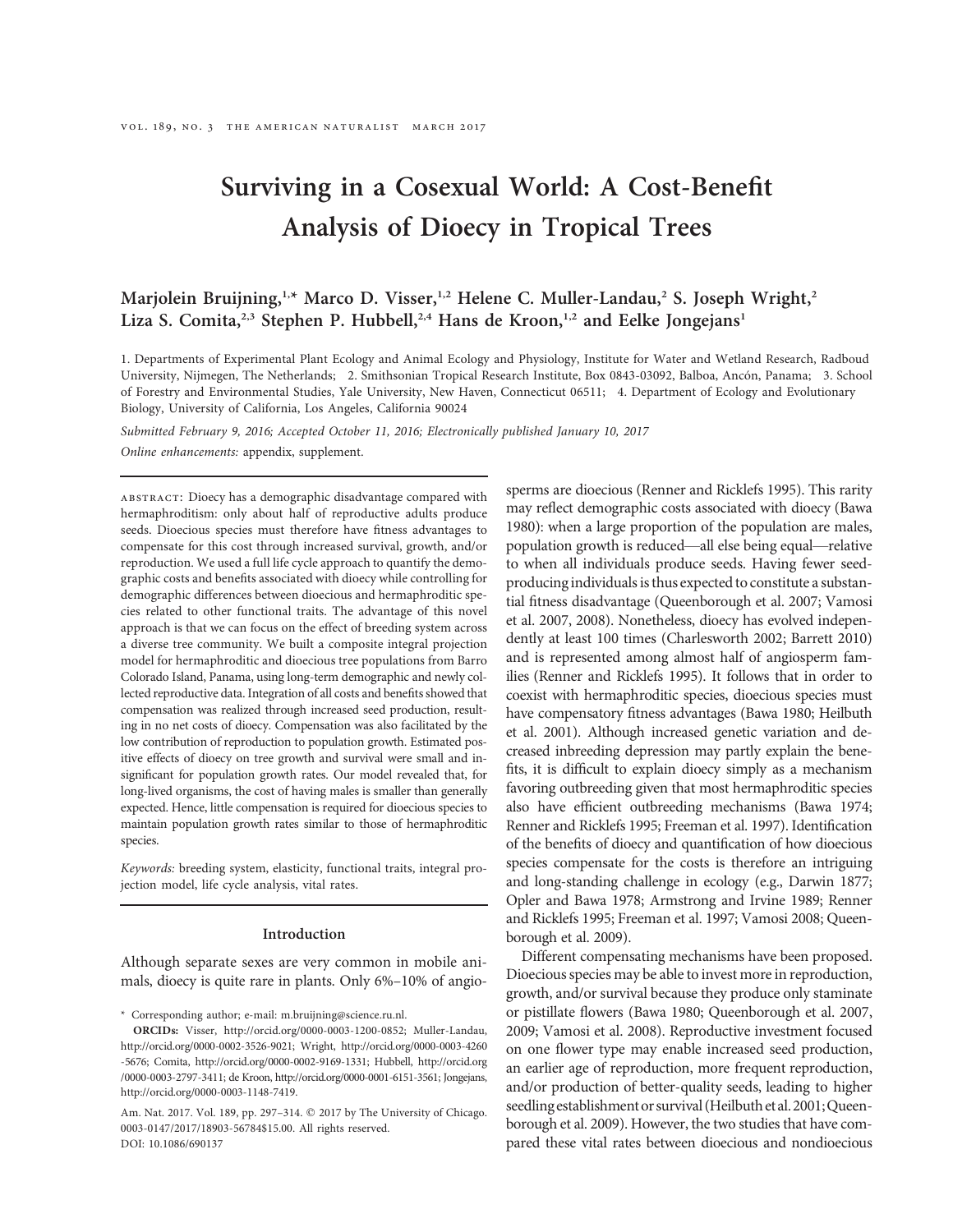# Surviving in a Cosexual World: A Cost-Benefit Analysis of Dioecy in Tropical Trees

**Marjolein Bruijning,[1,*] Marco D. Visser,[1,2] Helene C. Muller-Landau,[2] S. Joseph Wright,[2] Liza S. Comita,[2,3] Stephen P. Hubbell,[2,4] Hans de Kroon,[1,2] and Eelke Jongejans[1]**

1. Departments of Experimental Plant Ecology and Animal Ecology and Physiology, Institute for Water and Wetland Research, Radboud University, Nijmegen, The Netherlands; 2. Smithsonian Tropical Research Institute, Box 0843-03092, Balboa, Ancón, Panama; 3. School of Forestry and Environmental Studies, Yale University, New Haven, Connecticut 06511; 4. Department of Ecology and Evolutionary Biology, University of California, Los Angeles, California 90024

*Submitted February 9, 2016; Accepted October 11, 2016; Electronically published January 10, 2017*

*Online enhancements:* appendix, supplement.

---

ABSTRACT: Dioecy has a demographic disadvantage compared with hermaphroditism: only about half of reproductive adults produce seeds. Dioecious species must therefore have fitness advantages to compensate for this cost through increased survival, growth, and/or reproduction. We used a full life cycle approach to quantify the demographic costs and benefits associated with dioecy while controlling for demographic differences between dioecious and hermaphroditic species related to other functional traits. The advantage of this novel approach is that we can focus on the effect of breeding system across a diverse tree community. We built a composite integral projection model for hermaphroditic and dioecious tree populations from Barro Colorado Island, Panama, using long-term demographic and newly collected reproductive data. Integration of all costs and benefits showed that compensation was realized through increased seed production, resulting in no net costs of dioecy. Compensation was also facilitated by the low contribution of reproduction to population growth. Estimated positive effects of dioecy on tree growth and survival were small and insignificant for population growth rates. Our model revealed that, for long-lived organisms, the cost of having males is smaller than generally expected. Hence, little compensation is required for dioecious species to maintain population growth rates similar to those of hermaphroditic species.

*Keywords:* breeding system, elasticity, functional traits, integral projection model, life cycle analysis, vital rates.

---

## Introduction

Although separate sexes are very common in mobile animals, dioecy is quite rare in plants. Only 6%–10% of angiosperms are dioecious (Renner and Ricklefs 1995). This rarity may reflect demographic costs associated with dioecy (Bawa 1980): when a large proportion of the population are males, population growth is reduced—all else being equal—relative to when all individuals produce seeds. Having fewer seed-producing individuals is thus expected to constitute a substantial fitness disadvantage (Queenborough et al. 2007; Vamosi et al. 2007, 2008). Nonetheless, dioecy has evolved independently at least 100 times (Charlesworth 2002; Barrett 2010) and is represented among almost half of angiosperm families (Renner and Ricklefs 1995). It follows that in order to coexist with hermaphroditic species, dioecious species must have compensatory fitness advantages (Bawa 1980; Heilbuth et al. 2001). Although increased genetic variation and decreased inbreeding depression may partly explain the benefits, it is difficult to explain dioecy simply as a mechanism favoring outbreeding given that most hermaphroditic species also have efficient outbreeding mechanisms (Bawa 1974; Renner and Ricklefs 1995; Freeman et al. 1997). Identification of the benefits of dioecy and quantification of how dioecious species compensate for the costs is therefore an intriguing and long-standing challenge in ecology (e.g., Darwin 1877; Opler and Bawa 1978; Armstrong and Irvine 1989; Renner and Ricklefs 1995; Freeman et al. 1997; Vamosi 2008; Queenborough et al. 2009).

Different compensating mechanisms have been proposed. Dioecious species may be able to invest more in reproduction, growth, and/or survival because they produce only staminate or pistillate flowers (Bawa 1980; Queenborough et al. 2007, 2009; Vamosi et al. 2008). Reproductive investment focused on one flower type may enable increased seed production, an earlier age of reproduction, more frequent reproduction, and/or production of better-quality seeds, leading to higher seedling establishment or survival (Heilbuth et al. 2001; Queenborough et al. 2009). However, the two studies that have compared these vital rates between dioecious and nondioecious

---

\* Corresponding author; e-mail: m.bruijning@science.ru.nl.

**ORCIDs:** Visser, http://orcid.org/0000-0003-1200-0852; Muller-Landau, http://orcid.org/0000-0002-3526-9021; Wright, http://orcid.org/0000-0003-4260-5676; Comita, http://orcid.org/0000-0002-9169-1331; Hubbell, http://orcid.org/0000-0003-2797-3411; de Kroon, http://orcid.org/0000-0001-6151-3561; Jongejans, http://orcid.org/0000-0003-1148-7419.

Am. Nat. 2017. Vol. 189, pp. 297–314. © 2017 by The University of Chicago. 0003-0147/2017/18903-56784$15.00. All rights reserved.
DOI: 10.1086/690137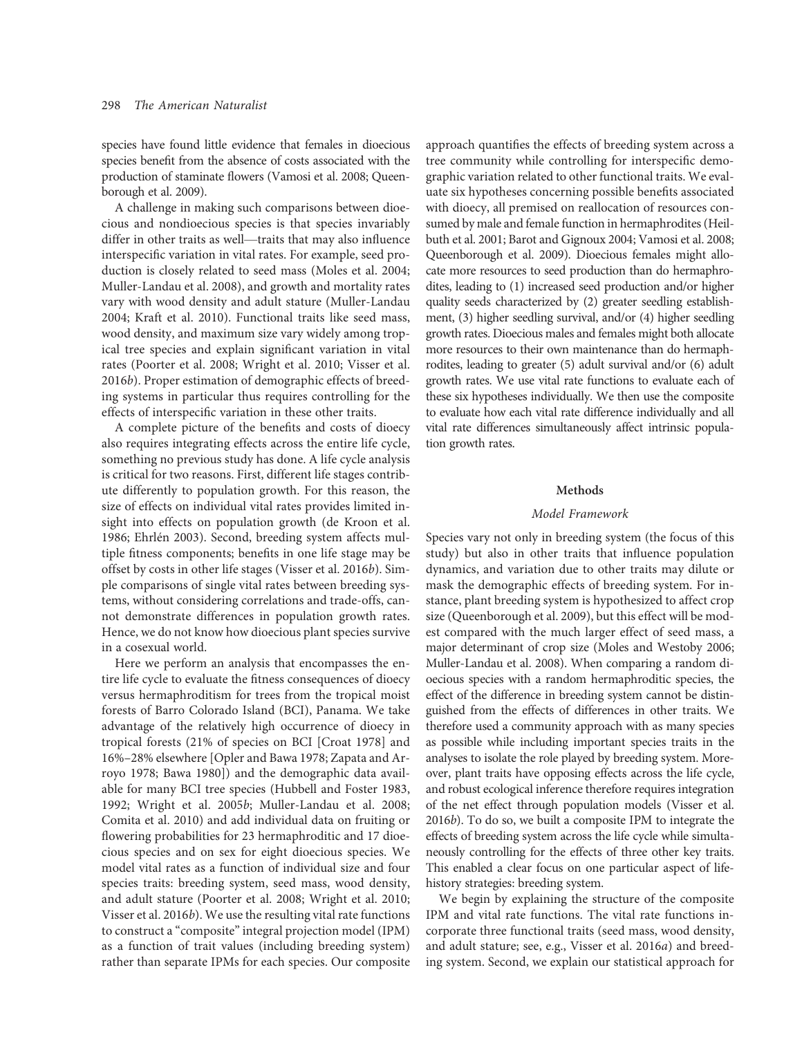species have found little evidence that females in dioecious species benefit from the absence of costs associated with the production of staminate flowers (Vamosi et al. 2008; Queenborough et al. 2009).

A challenge in making such comparisons between dioecious and nondioecious species is that species invariably differ in other traits as well—traits that may also influence interspecific variation in vital rates. For example, seed production is closely related to seed mass (Moles et al. 2004; Muller-Landau et al. 2008), and growth and mortality rates vary with wood density and adult stature (Muller-Landau 2004; Kraft et al. 2010). Functional traits like seed mass, wood density, and maximum size vary widely among tropical tree species and explain significant variation in vital rates (Poorter et al. 2008; Wright et al. 2010; Visser et al. 2016*b*). Proper estimation of demographic effects of breeding systems in particular thus requires controlling for the effects of interspecific variation in these other traits.

A complete picture of the benefits and costs of dioecy also requires integrating effects across the entire life cycle, something no previous study has done. A life cycle analysis is critical for two reasons. First, different life stages contribute differently to population growth. For this reason, the size of effects on individual vital rates provides limited insight into effects on population growth (de Kroon et al. 1986; Ehrlén 2003). Second, breeding system affects multiple fitness components; benefits in one life stage may be offset by costs in other life stages (Visser et al. 2016*b*). Simple comparisons of single vital rates between breeding systems, without considering correlations and trade-offs, cannot demonstrate differences in population growth rates. Hence, we do not know how dioecious plant species survive in a cosexual world.

Here we perform an analysis that encompasses the entire life cycle to evaluate the fitness consequences of dioecy versus hermaphroditism for trees from the tropical moist forests of Barro Colorado Island (BCI), Panama. We take advantage of the relatively high occurrence of dioecy in tropical forests (21% of species on BCI [Croat 1978] and 16%–28% elsewhere [Opler and Bawa 1978; Zapata and Arroyo 1978; Bawa 1980]) and the demographic data available for many BCI tree species (Hubbell and Foster 1983, 1992; Wright et al. 2005*b*; Muller-Landau et al. 2008; Comita et al. 2010) and add individual data on fruiting or flowering probabilities for 23 hermaphroditic and 17 dioecious species and on sex for eight dioecious species. We model vital rates as a function of individual size and four species traits: breeding system, seed mass, wood density, and adult stature (Poorter et al. 2008; Wright et al. 2010; Visser et al. 2016*b*). We use the resulting vital rate functions to construct a "composite" integral projection model (IPM) as a function of trait values (including breeding system) rather than separate IPMs for each species. Our composite approach quantifies the effects of breeding system across a tree community while controlling for interspecific demographic variation related to other functional traits. We evaluate six hypotheses concerning possible benefits associated with dioecy, all premised on reallocation of resources consumed by male and female function in hermaphrodites (Heilbuth et al. 2001; Barot and Gignoux 2004; Vamosi et al. 2008; Queenborough et al. 2009). Dioecious females might allocate more resources to seed production than do hermaphrodites, leading to (1) increased seed production and/or higher quality seeds characterized by (2) greater seedling establishment, (3) higher seedling survival, and/or (4) higher seedling growth rates. Dioecious males and females might both allocate more resources to their own maintenance than do hermaphrodites, leading to greater (5) adult survival and/or (6) adult growth rates. We use vital rate functions to evaluate each of these six hypotheses individually. We then use the composite to evaluate how each vital rate difference individually and all vital rate differences simultaneously affect intrinsic population growth rates.

## Methods

### *Model Framework*

Species vary not only in breeding system (the focus of this study) but also in other traits that influence population dynamics, and variation due to other traits may dilute or mask the demographic effects of breeding system. For instance, plant breeding system is hypothesized to affect crop size (Queenborough et al. 2009), but this effect will be modest compared with the much larger effect of seed mass, a major determinant of crop size (Moles and Westoby 2006; Muller-Landau et al. 2008). When comparing a random dioecious species with a random hermaphroditic species, the effect of the difference in breeding system cannot be distinguished from the effects of differences in other traits. We therefore used a community approach with as many species as possible while including important species traits in the analyses to isolate the role played by breeding system. Moreover, plant traits have opposing effects across the life cycle, and robust ecological inference therefore requires integration of the net effect through population models (Visser et al. 2016*b*). To do so, we built a composite IPM to integrate the effects of breeding system across the life cycle while simultaneously controlling for the effects of three other key traits. This enabled a clear focus on one particular aspect of life-history strategies: breeding system.

We begin by explaining the structure of the composite IPM and vital rate functions. The vital rate functions incorporate three functional traits (seed mass, wood density, and adult stature; see, e.g., Visser et al. 2016*a*) and breeding system. Second, we explain our statistical approach for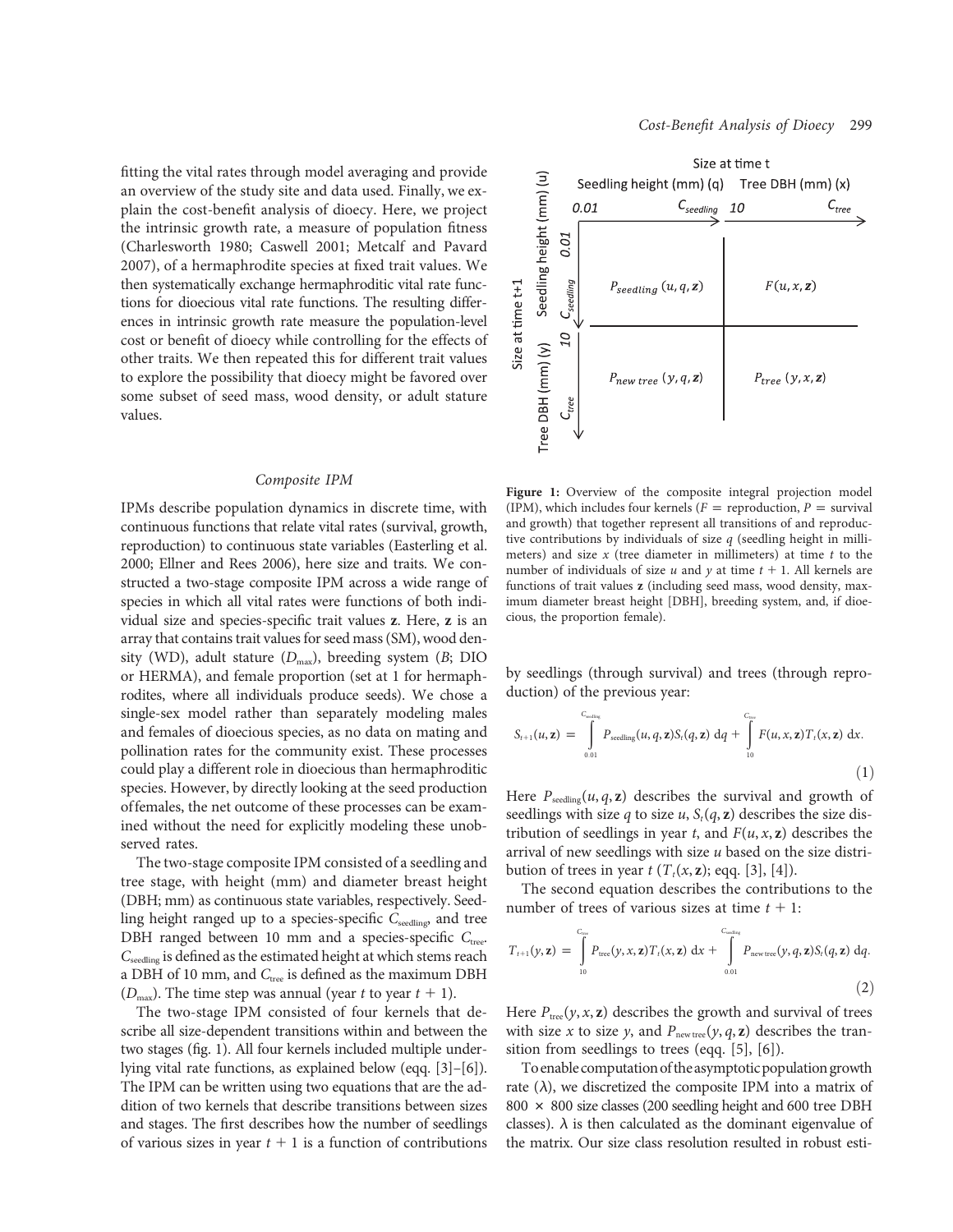fitting the vital rates through model averaging and provide an overview of the study site and data used. Finally, we explain the cost-benefit analysis of dioecy. Here, we project the intrinsic growth rate, a measure of population fitness (Charlesworth 1980; Caswell 2001; Metcalf and Pavard 2007), of a hermaphrodite species at fixed trait values. We then systematically exchange hermaphroditic vital rate functions for dioecious vital rate functions. The resulting differences in intrinsic growth rate measure the population-level cost or benefit of dioecy while controlling for the effects of other traits. We then repeated this for different trait values to explore the possibility that dioecy might be favored over some subset of seed mass, wood density, or adult stature values.

### Composite IPM

IPMs describe population dynamics in discrete time, with continuous functions that relate vital rates (survival, growth, reproduction) to continuous state variables (Easterling et al. 2000; Ellner and Rees 2006), here size and traits. We constructed a two-stage composite IPM across a wide range of species in which all vital rates were functions of both individual size and species-specific trait values **z**. Here, **z** is an array that contains trait values for seed mass (SM), wood density (WD), adult stature ($D_{\max}$), breeding system ($B$; DIO or HERMA), and female proportion (set at 1 for hermaphrodites, where all individuals produce seeds). We chose a single-sex model rather than separately modeling males and females of dioecious species, as no data on mating and pollination rates for the community exist. These processes could play a different role in dioecious than hermaphroditic species. However, by directly looking at the seed production of females, the net outcome of these processes can be examined without the need for explicitly modeling these unobserved rates.

The two-stage composite IPM consisted of a seedling and tree stage, with height (mm) and diameter breast height (DBH; mm) as continuous state variables, respectively. Seedling height ranged up to a species-specific $C_{\text{seedling}}$, and tree DBH ranged between 10 mm and a species-specific $C_{\text{tree}}$. $C_{\text{seedling}}$ is defined as the estimated height at which stems reach a DBH of 10 mm, and $C_{\text{tree}}$ is defined as the maximum DBH ($D_{\max}$). The time step was annual (year $t$ to year $t+1$).

The two-stage IPM consisted of four kernels that describe all size-dependent transitions within and between the two stages (fig. 1). All four kernels included multiple underlying vital rate functions, as explained below (eqq. [3]–[6]). The IPM can be written using two equations that are the addition of two kernels that describe transitions between sizes and stages. The first describes how the number of seedlings of various sizes in year $t+1$ is a function of contributions

| | | Size at time t | |
|---|---|---|---|
| | | Seedling height (mm) (q): 0.01 → $C_{seedling}$ | Tree DBH (mm) (x): 10 → $C_{tree}$ |
| Size at time t+1 | Seedling height (mm) (u): 0.01 → $C_{seedling}$ | $P_{seedling}(u, q, \mathbf{z})$ | $F(u, x, \mathbf{z})$ |
| | Tree DBH (mm) (y): 10 → $C_{tree}$ | $P_{new\ tree}(y, q, \mathbf{z})$ | $P_{tree}(y, x, \mathbf{z})$ |

**Figure 1:** Overview of the composite integral projection model (IPM), which includes four kernels ($F$ = reproduction, $P$ = survival and growth) that together represent all transitions of and reproductive contributions by individuals of size $q$ (seedling height in millimeters) and size $x$ (tree diameter in millimeters) at time $t$ to the number of individuals of size $u$ and $y$ at time $t+1$. All kernels are functions of trait values **z** (including seed mass, wood density, maximum diameter breast height [DBH], breeding system, and, if dioecious, the proportion female).

by seedlings (through survival) and trees (through reproduction) of the previous year:

$$S_{t+1}(u,\mathbf{z}) = \int_{0.01}^{C_{\text{seedling}}} P_{\text{seedling}}(u,q,\mathbf{z})S_t(q,\mathbf{z})\,\mathrm{d}q + \int_{10}^{C_{\text{tree}}} F(u,x,\mathbf{z})T_t(x,\mathbf{z})\,\mathrm{d}x. \tag{1}$$

Here $P_{\text{seedling}}(u,q,\mathbf{z})$ describes the survival and growth of seedlings with size $q$ to size $u$, $S_t(q,\mathbf{z})$ describes the size distribution of seedlings in year $t$, and $F(u,x,\mathbf{z})$ describes the arrival of new seedlings with size $u$ based on the size distribution of trees in year $t$ ($T_t(x,\mathbf{z})$; eqq. [3], [4]).

The second equation describes the contributions to the number of trees of various sizes at time $t+1$:

$$T_{t+1}(y,\mathbf{z}) = \int_{10}^{C_{\text{tree}}} P_{\text{tree}}(y,x,\mathbf{z})T_t(x,\mathbf{z})\,\mathrm{d}x + \int_{0.01}^{C_{\text{seedling}}} P_{\text{new tree}}(y,q,\mathbf{z})S_t(q,\mathbf{z})\,\mathrm{d}q. \tag{2}$$

Here $P_{\text{tree}}(y,x,\mathbf{z})$ describes the growth and survival of trees with size $x$ to size $y$, and $P_{\text{new tree}}(y,q,\mathbf{z})$ describes the transition from seedlings to trees (eqq. [5], [6]).

To enable computation of the asymptotic population growth rate ($\lambda$), we discretized the composite IPM into a matrix of $800 \times 800$ size classes (200 seedling height and 600 tree DBH classes). $\lambda$ is then calculated as the dominant eigenvalue of the matrix. Our size class resolution resulted in robust esti-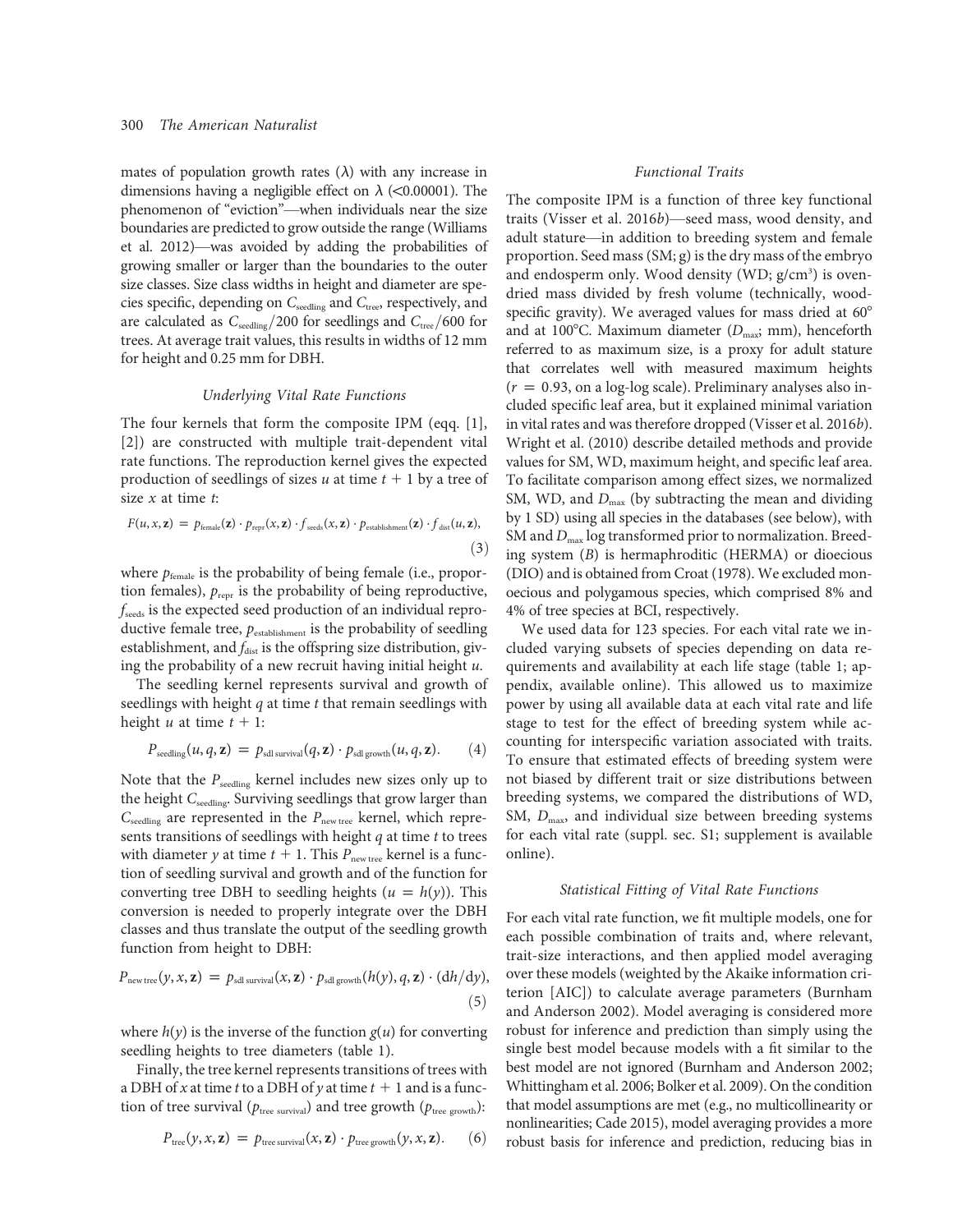mates of population growth rates (λ) with any increase in dimensions having a negligible effect on λ (<0.00001). The phenomenon of "eviction"—when individuals near the size boundaries are predicted to grow outside the range (Williams et al. 2012)—was avoided by adding the probabilities of growing smaller or larger than the boundaries to the outer size classes. Size class widths in height and diameter are species specific, depending on $C_{\text{seedling}}$ and $C_{\text{tree}}$, respectively, and are calculated as $C_{\text{seedling}}/200$ for seedlings and $C_{\text{tree}}/600$ for trees. At average trait values, this results in widths of 12 mm for height and 0.25 mm for DBH.

### Underlying Vital Rate Functions

The four kernels that form the composite IPM (eqq. [1], [2]) are constructed with multiple trait-dependent vital rate functions. The reproduction kernel gives the expected production of seedlings of sizes $u$ at time $t+1$ by a tree of size $x$ at time $t$:

$$F(u, x, \mathbf{z}) = p_{\text{female}}(\mathbf{z}) \cdot p_{\text{repr}}(x, \mathbf{z}) \cdot f_{\text{seeds}}(x, \mathbf{z}) \cdot p_{\text{establishment}}(\mathbf{z}) \cdot f_{\text{dist}}(u, \mathbf{z}), \tag{3}$$

where $p_{\text{female}}$ is the probability of being female (i.e., proportion females), $p_{\text{repr}}$ is the probability of being reproductive, $f_{\text{seeds}}$ is the expected seed production of an individual reproductive female tree, $p_{\text{establishment}}$ is the probability of seedling establishment, and $f_{\text{dist}}$ is the offspring size distribution, giving the probability of a new recruit having initial height $u$.

The seedling kernel represents survival and growth of seedlings with height $q$ at time $t$ that remain seedlings with height $u$ at time $t+1$:

$$P_{\text{seedling}}(u, q, \mathbf{z}) = p_{\text{sdl survival}}(q, \mathbf{z}) \cdot p_{\text{sdl growth}}(u, q, \mathbf{z}). \tag{4}$$

Note that the $P_{\text{seedling}}$ kernel includes new sizes only up to the height $C_{\text{seedling}}$. Surviving seedlings that grow larger than $C_{\text{seedling}}$ are represented in the $P_{\text{new tree}}$ kernel, which represents transitions of seedlings with height $q$ at time $t$ to trees with diameter $y$ at time $t+1$. This $P_{\text{new tree}}$ kernel is a function of seedling survival and growth and of the function for converting tree DBH to seedling heights ($u = h(y)$). This conversion is needed to properly integrate over the DBH classes and thus translate the output of the seedling growth function from height to DBH:

$$P_{\text{new tree}}(y, x, \mathbf{z}) = p_{\text{sdl survival}}(x, \mathbf{z}) \cdot p_{\text{sdl growth}}(h(y), q, \mathbf{z}) \cdot (\mathrm{d}h/\mathrm{d}y), \tag{5}$$

where $h(y)$ is the inverse of the function $g(u)$ for converting seedling heights to tree diameters (table 1).

Finally, the tree kernel represents transitions of trees with a DBH of $x$ at time $t$ to a DBH of $y$ at time $t+1$ and is a function of tree survival ($p_{\text{tree survival}}$) and tree growth ($p_{\text{tree growth}}$):

$$P_{\text{tree}}(y, x, \mathbf{z}) = p_{\text{tree survival}}(x, \mathbf{z}) \cdot p_{\text{tree growth}}(y, x, \mathbf{z}). \tag{6}$$

### Functional Traits

The composite IPM is a function of three key functional traits (Visser et al. 2016*b*)—seed mass, wood density, and adult stature—in addition to breeding system and female proportion. Seed mass (SM; g) is the dry mass of the embryo and endosperm only. Wood density (WD; g/cm$^3$) is oven-dried mass divided by fresh volume (technically, wood-specific gravity). We averaged values for mass dried at 60° and at 100°C. Maximum diameter ($D_{\text{max}}$; mm), henceforth referred to as maximum size, is a proxy for adult stature that correlates well with measured maximum heights ($r = 0.93$, on a log-log scale). Preliminary analyses also included specific leaf area, but it explained minimal variation in vital rates and was therefore dropped (Visser et al. 2016*b*). Wright et al. (2010) describe detailed methods and provide values for SM, WD, maximum height, and specific leaf area. To facilitate comparison among effect sizes, we normalized SM, WD, and $D_{\text{max}}$ (by subtracting the mean and dividing by 1 SD) using all species in the databases (see below), with SM and $D_{\text{max}}$ log transformed prior to normalization. Breeding system ($B$) is hermaphroditic (HERMA) or dioecious (DIO) and is obtained from Croat (1978). We excluded monoecious and polygamous species, which comprised 8% and 4% of tree species at BCI, respectively.

We used data for 123 species. For each vital rate we included varying subsets of species depending on data requirements and availability at each life stage (table 1; appendix, available online). This allowed us to maximize power by using all available data at each vital rate and life stage to test for the effect of breeding system while accounting for interspecific variation associated with traits. To ensure that estimated effects of breeding system were not biased by different trait or size distributions between breeding systems, we compared the distributions of WD, SM, $D_{\text{max}}$, and individual size between breeding systems for each vital rate (suppl. sec. S1; supplement is available online).

### Statistical Fitting of Vital Rate Functions

For each vital rate function, we fit multiple models, one for each possible combination of traits and, where relevant, trait-size interactions, and then applied model averaging over these models (weighted by the Akaike information criterion [AIC]) to calculate average parameters (Burnham and Anderson 2002). Model averaging is considered more robust for inference and prediction than simply using the single best model because models with a fit similar to the best model are not ignored (Burnham and Anderson 2002; Whittingham et al. 2006; Bolker et al. 2009). On the condition that model assumptions are met (e.g., no multicollinearity or nonlinearities; Cade 2015), model averaging provides a more robust basis for inference and prediction, reducing bias in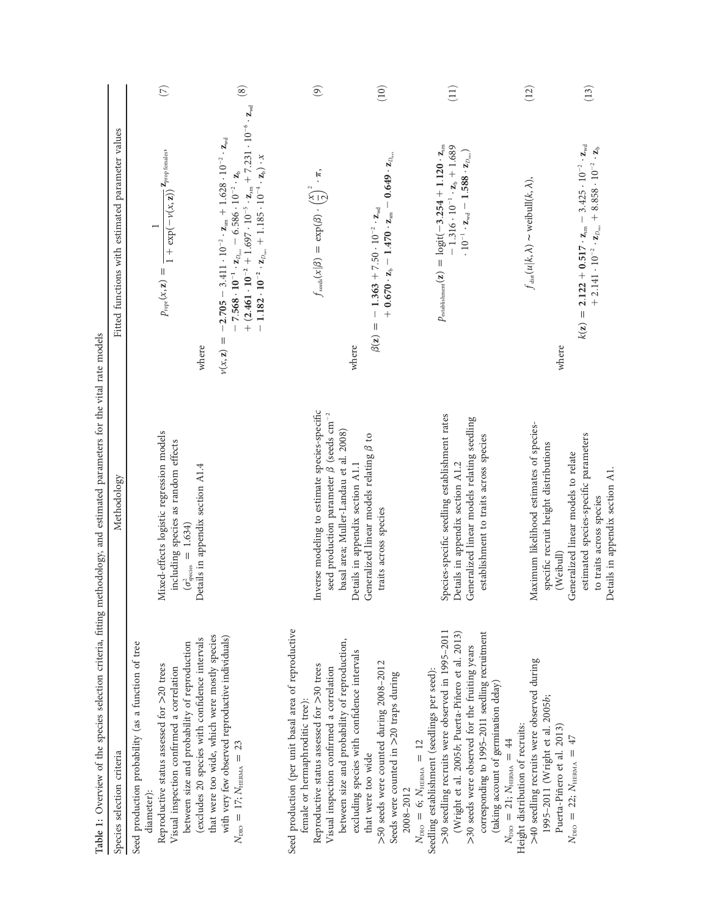**Table 1:** Overview of the species selection criteria, fitting methodology, and estimated parameters for the vital rate models

| Species selection criteria | Methodology | Fitted functions with estimated parameter values | |
|---|---|---|---|
| Seed production probability (as a function of tree diameter): Reproductive status assessed for >20 trees. Visual inspection confirmed a correlation between size and probability of reproduction (excludes 20 species with confidence intervals that were too wide, which were mostly species with very few observed reproductive individuals). $N_{\mathrm{DIO}} = 17$; $N_{\mathrm{HERMA}} = 23$ | Mixed-effects logistic regression models including species as random effects ($\sigma^2_{\mathrm{species}} = 1.634$). Details in appendix section A1.4 | $p_{\mathrm{repr}}(x, \mathbf{z}) = \dfrac{1}{1 + \exp(-\nu(x, \mathbf{z}))} \mathbf{z}_{\mathrm{prop\ females}}$, where $\nu(x, \mathbf{z}) = -\mathbf{2.705} - 3.411 \cdot 10^{-2} \cdot \mathbf{z}_{\mathrm{sm}} + 1.628 \cdot 10^{-2} \cdot \mathbf{z}_{\mathrm{wd}} - \mathbf{7.568 \cdot 10^{-1}} \cdot \mathbf{z}_{D_{\mathrm{max}}} - 6.586 \cdot 10^{-2} \cdot \mathbf{z}_{\mathrm{b}} + (\mathbf{2.461 \cdot 10^{-2}} + 1.697 \cdot 10^{-5} \cdot \mathbf{z}_{\mathrm{sm}} + 7.231 \cdot 10^{-6} \cdot \mathbf{z}_{\mathrm{wd}} - \mathbf{1.182 \cdot 10^{-2}} \cdot \mathbf{z}_{D_{\mathrm{max}}} + 1.185 \cdot 10^{-4} \cdot \mathbf{z}_{\mathrm{b}}) \cdot x$ | (7), (8) |
| Seed production (per unit basal area of reproductive female or hermaphroditic tree): Reproductive status assessed for >30 trees. Visual inspection confirmed a correlation between size and probability of reproduction, excluding species with confidence intervals that were too wide. >50 seeds were counted during 2008–2012. Seeds were counted in >20 traps during 2008–2012. $N_{\mathrm{DIO}} = 6$; $N_{\mathrm{HERMA}} = 12$ | Inverse modeling to estimate species-specific seed production parameter $\beta$ (seeds cm$^{-2}$ basal area; Muller-Landau et al. 2008). Details in appendix section A1.1. Generalized linear models relating $\beta$ to traits across species | $f_{\mathrm{seeds}}(x \vert \beta) = \exp(\beta) \cdot \left(\dfrac{x}{2}\right)^2 \cdot \pi$, where $\beta(\mathbf{z}) = -\mathbf{1.363} + 7.50 \cdot 10^{-2} \cdot \mathbf{z}_{\mathrm{wd}} + \mathbf{0.670} \cdot \mathbf{z}_{\mathrm{b}} - \mathbf{1.470} \cdot \mathbf{z}_{\mathrm{sm}} - \mathbf{0.649} \cdot \mathbf{z}_{D_{\mathrm{max}}}$ | (9), (10) |
| Seedling establishment (seedlings per seed): >30 seedling recruits were observed in 1995–2011 (Wright et al. 2005*b*; Puerta-Piñero et al. 2013). >30 seeds were observed for the fruiting years corresponding to 1995–2011 seedling recruitment (taking account of germination delay). $N_{\mathrm{DIO}} = 21$; $N_{\mathrm{HERMA}} = 44$ | Species-specific seedling establishment rates. Details in appendix section A1.2. Generalized linear models relating seedling establishment to traits across species | $p_{\mathrm{establishment}}(\mathbf{z}) = \mathrm{logit}(-\mathbf{3.254} + \mathbf{1.120} \cdot \mathbf{z}_{\mathrm{sm}} - 1.316 \cdot 10^{-1} \cdot \mathbf{z}_{\mathrm{b}} + 1.689 \cdot 10^{-1} \cdot \mathbf{z}_{\mathrm{wd}} - \mathbf{1.588} \cdot \mathbf{z}_{D_{\mathrm{max}}})$ | (11) |
| Height distribution of recruits: >40 seedling recruits were observed during 1995–2011 (Wright et al. 2005*b*; Puerta-Piñero et al. 2013). $N_{\mathrm{DIO}} = 22$; $N_{\mathrm{HERMA}} = 47$ | Maximum likelihood estimates of species-specific recruit height distributions (Weibull). Generalized linear models to relate estimated species-specific parameters to traits across species. Details in appendix section A1. | $f_{\mathrm{dist}}(u \vert k, \lambda) \sim \mathrm{weibull}(k, \lambda)$, where $k(\mathbf{z}) = \mathbf{2.122} + \mathbf{0.517} \cdot \mathbf{z}_{\mathrm{sm}} - 3.425 \cdot 10^{-2} \cdot \mathbf{z}_{\mathrm{wd}} + 2.141 \cdot 10^{-2} \cdot \mathbf{z}_{D_{\mathrm{max}}} + 8.858 \cdot 10^{-2} \cdot \mathbf{z}_{\mathrm{b}}$ | (12), (13) |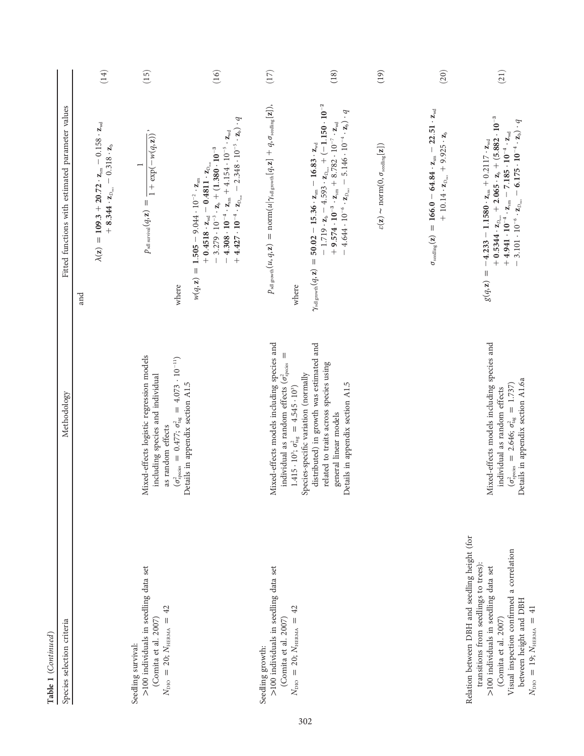**Table 1** (*Continued*)

| Species selection criteria | Methodology | Fitted functions with estimated parameter values | |
|---|---|---|---|
| | | and $$\lambda(\mathbf{z}) = \mathbf{109.3} + \mathbf{20.72} \cdot \mathbf{z}_{\mathrm{sm}} - 0.158 \cdot \mathbf{z}_{\mathrm{wd}} + \mathbf{8.344} \cdot \mathbf{z}_{D_{\max}} - 0.318 \cdot \mathbf{z}_{\mathrm{b}}$$ | (14) |
| Seedling survival: >100 individuals in seedling data set (Comita et al. 2007) $N_{\mathrm{DIO}} = 20$; $N_{\mathrm{HERMA}} = 42$ | Mixed-effects logistic regression models including species and individual as random effects ($\sigma^2_{\mathrm{species}} = 0.477$; $\sigma^2_{\mathrm{tag}} = 4.073 \cdot 10^{-11}$) Details in appendix section A1.5 | $$p_{\mathrm{sdl\ survival}}(q,\mathbf{z}) = \frac{1}{1+\exp(-w(q,\mathbf{z}))},$$ | (15) |
| | | where $$w(q,\mathbf{z}) = \mathbf{1.505} - 9.044 \cdot 10^{-2} \cdot \mathbf{z}_{\mathrm{sm}} + \mathbf{0.4518} \cdot \mathbf{z}_{\mathrm{wd}} - \mathbf{0.4811} \cdot \mathbf{z}_{D_{\max}} - 3.279 \cdot 10^{-3} \cdot \mathbf{z}_{\mathrm{b}} + (\mathbf{1.380} \cdot \mathbf{10^{-3}} - \mathbf{4.308} \cdot \mathbf{10^{-4}} \cdot \mathbf{z}_{\mathrm{sm}} + 4.154 \cdot 10^{-5} \cdot \mathbf{z}_{\mathrm{wd}} + \mathbf{4.427} \cdot \mathbf{10^{-4}} \cdot \mathbf{z}_{D_{\max}} - 2.348 \cdot 10^{-5} \cdot \mathbf{z}_{\mathrm{b}}) \cdot q$$ | (16) |
| Seedling growth: >100 individuals in seedling data set (Comita et al. 2007) $N_{\mathrm{DIO}} = 20$; $N_{\mathrm{HERMA}} = 42$ | Mixed-effects models including species and individual as random effects ($\sigma^2_{\mathrm{species}} = 1.415 \cdot 10^3$; $\sigma^2_{\mathrm{tag}} = 4.545 \cdot 10^3$) Species-specific variation (normally distributed) in growth was estimated and related to traits across species using general linear models Details in appendix section A1.5 | $$p_{\mathrm{sdl\ growth}}(u,q,\mathbf{z}) = \mathrm{norm}(u \mid \gamma_{\mathrm{sdl\ growth}}[q,\mathbf{z}] + q, \sigma_{\mathrm{seedling}}[\mathbf{z}]),$$ | (17) |
| | | where $$\gamma_{\mathrm{sdl\ growth}}(q,\mathbf{z}) = \mathbf{50.02} - \mathbf{15.36} \cdot \mathbf{z}_{\mathrm{sm}} - \mathbf{16.83} \cdot \mathbf{z}_{\mathrm{wd}} - 1.719 \cdot \mathbf{z}_{\mathrm{b}} - 4.593 \cdot \mathbf{z}_{D_{\max}} + (-\mathbf{1.150} \cdot \mathbf{10^{-2}} + \mathbf{9.574} \cdot \mathbf{10^{-3}} \cdot \mathbf{z}_{\mathrm{sm}} + 8.782 \cdot 10^{-7} \cdot \mathbf{z}_{\mathrm{wd}} - 4.644 \cdot 10^{-6} \cdot \mathbf{z}_{D_{\max}} - 5.146 \cdot 10^{-4} \cdot \mathbf{z}_{\mathrm{b}}) \cdot q$$ | (18) |
| | | $$\varepsilon(\mathbf{z}) \sim \mathrm{norm}(0, \sigma_{\mathrm{seedling}}[\mathbf{z}])$$ | (19) |
| | | $$\sigma_{\mathrm{seedling}}(\mathbf{z}) = \mathbf{166.0} - \mathbf{64.84} \cdot \mathbf{z}_{\mathrm{sm}} - \mathbf{22.51} \cdot \mathbf{z}_{\mathrm{wd}} + 10.14 \cdot \mathbf{z}_{D_{\max}} + 9.925 \cdot \mathbf{z}_{\mathrm{b}}$$ | (20) |
| Relation between DBH and seedling height (for transitions from seedlings to trees): >100 individuals in seedling data set (Comita et al. 2007) Visual inspection confirmed a correlation between height and DBH $N_{\mathrm{DIO}} = 19$; $N_{\mathrm{HERMA}} = 41$ | Mixed-effects models including species and individual as random effects ($\sigma^2_{\mathrm{species}} = 2.646$; $\sigma^2_{\mathrm{tag}} = 1.737$) Details in appendix section A1.6a | $$g(q,\mathbf{z}) = -\mathbf{4.233} - \mathbf{1.1580} \cdot \mathbf{z}_{\mathrm{sm}} + 0.2117 \cdot \mathbf{z}_{\mathrm{wd}} + \mathbf{0.5344} \cdot \mathbf{z}_{D_{\max}} + \mathbf{2.065} \cdot \mathbf{z}_{\mathrm{b}} + (\mathbf{5.882} \cdot \mathbf{10^{-3}} + \mathbf{4.941} \cdot \mathbf{10^{-4}} \cdot \mathbf{z}_{\mathrm{sm}} - \mathbf{7.185} \cdot \mathbf{10^{-4}} \cdot \mathbf{z}_{\mathrm{wd}} - 3.101 \cdot 10^{-6} \cdot \mathbf{z}_{D_{\max}} - \mathbf{6.175} \cdot \mathbf{10^{-4}} \cdot \mathbf{z}_{\mathrm{b}}) \cdot q$$ | (21) |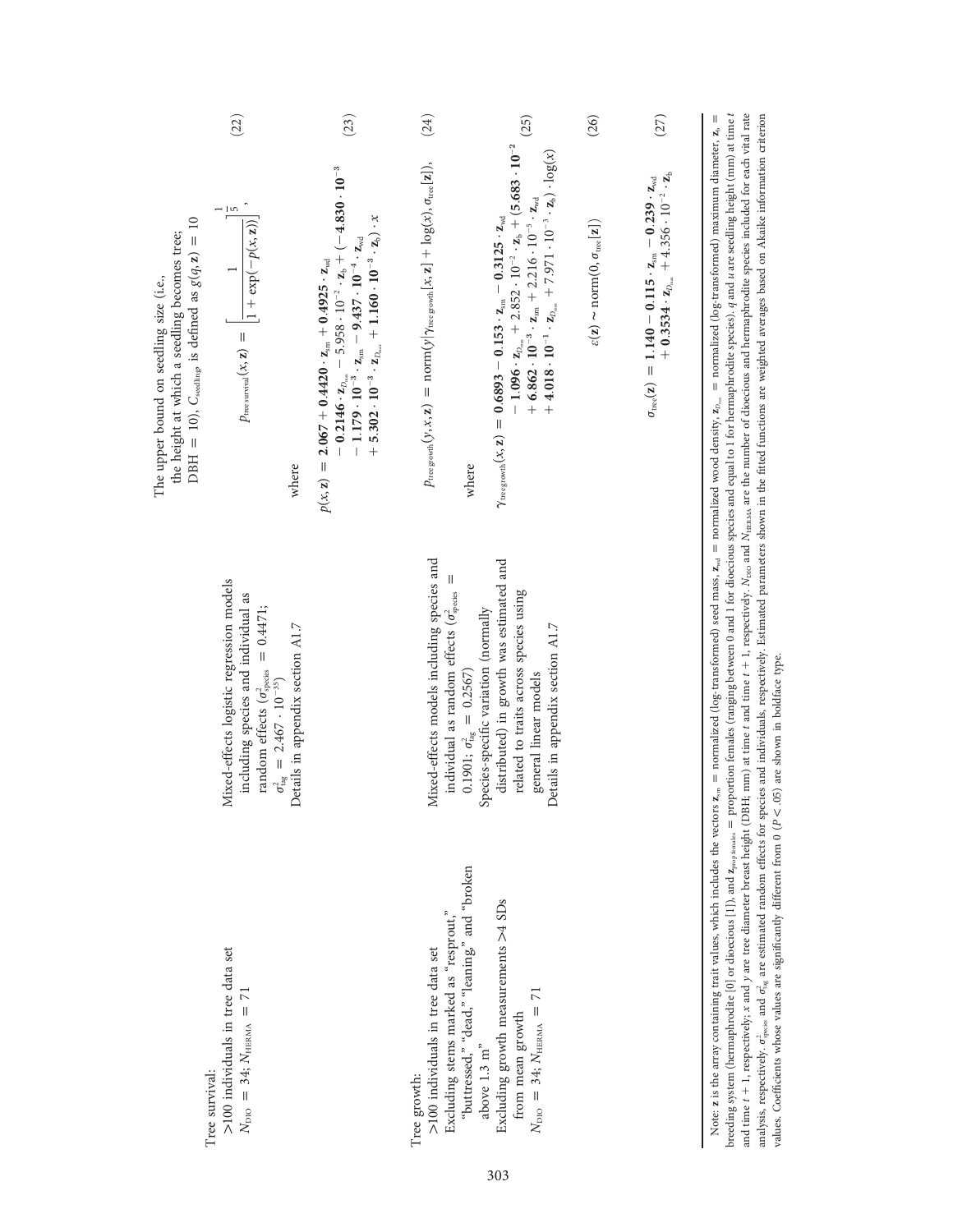| | | |
|---|---|---|
| | | The upper bound on seedling size (i.e., the height at which a seedling becomes tree; DBH = 10), $C_{\text{seedling}}$, is defined as $g(q, \mathbf{z}) = 10$ |
| Tree survival: >100 individuals in tree data set $N_{\text{DIO}} = 34$; $N_{\text{HERMA}} = 71$ | Mixed-effects logistic regression models including species and individual as random effects ($\sigma^2_{\text{species}} = 0.4471$; $\sigma^2_{\text{tag}} = 2.467 \cdot 10^{-35}$) Details in appendix section A1.7 | $$p_{\text{tree survival}}(x, \mathbf{z}) = \left[\frac{1}{1+\exp(-p(x,\mathbf{z}))}\right]^{\frac{1}{5}}, \quad (22)$$ where $$p(x,\mathbf{z}) = \mathbf{2.067} + \mathbf{0.4420} \cdot \mathbf{z}_{\text{sm}} + \mathbf{0.4925} \cdot \mathbf{z}_{\text{wd}} - \mathbf{0.2146} \cdot \mathbf{z}_{D_{\max}} - 5.958 \cdot 10^{-2} \cdot \mathbf{z}_{\text{b}} + (-\mathbf{4.830} \cdot \mathbf{10^{-3}} - \mathbf{1.179} \cdot \mathbf{10^{-3}} \cdot \mathbf{z}_{\text{sm}} - \mathbf{9.437} \cdot \mathbf{10^{-4}} \cdot \mathbf{z}_{\text{wd}} + \mathbf{5.302} \cdot \mathbf{10^{-3}} \cdot \mathbf{z}_{D_{\max}} + \mathbf{1.160} \cdot \mathbf{10^{-3}} \cdot \mathbf{z}_{\text{b}}) \cdot x \quad (23)$$ |
| Tree growth: >100 individuals in tree data set Excluding stems marked as "resprout," "buttressed," "dead," "leaning," and "broken above 1.3 m" Excluding growth measurements >4 SDs from mean growth $N_{\text{DIO}} = 34$; $N_{\text{HERMA}} = 71$ | Mixed-effects models including species and individual as random effects ($\sigma^2_{\text{species}} = 0.1901$; $\sigma^2_{\text{tag}} = 0.2567$) Species-specific variation (normally distributed) in growth was estimated and related to traits across species using general linear models Details in appendix section A1.7 | $$p_{\text{tree growth}}(y, x, \mathbf{z}) = \text{norm}(y \mid \gamma_{\text{tree growth}}[x, \mathbf{z}] + \log(x), \sigma_{\text{tree}}[\mathbf{z}]), \quad (24)$$ where $$\gamma_{\text{tree growth}}(x, \mathbf{z}) = \mathbf{0.6893} - \mathbf{0.153} \cdot \mathbf{z}_{\text{sm}} - \mathbf{0.3125} \cdot \mathbf{z}_{\text{wd}} - \mathbf{1.096} \cdot \mathbf{z}_{D_{\max}} + 2.852 \cdot 10^{-2} \cdot \mathbf{z}_{\text{b}} + (\mathbf{5.683} \cdot \mathbf{10^{-2}} + \mathbf{6.862} \cdot \mathbf{10^{-3}} \cdot \mathbf{z}_{\text{sm}} + 2.216 \cdot 10^{-5} \cdot \mathbf{z}_{\text{wd}} + \mathbf{4.018} \cdot \mathbf{10^{-1}} \cdot \mathbf{z}_{D_{\max}} + 7.971 \cdot 10^{-3} \cdot \mathbf{z}_{\text{b}}) \cdot \log(x) \quad (25)$$ $$\varepsilon(\mathbf{z}) \sim \text{norm}(0, \sigma_{\text{tree}}[\mathbf{z}]) \quad (26)$$ $$\sigma_{\text{tree}}(\mathbf{z}) = \mathbf{1.140} - \mathbf{0.115} \cdot \mathbf{z}_{\text{sm}} - \mathbf{0.239} \cdot \mathbf{z}_{\text{wd}} + \mathbf{0.3534} \cdot \mathbf{z}_{D_{\max}} + 4.356 \cdot 10^{-2} \cdot \mathbf{z}_{\text{b}} \quad (27)$$ |

Note: $\mathbf{z}$ is the array containing trait values, which includes the vectors $\mathbf{z}_{\text{sm}}$ = normalized (log-transformed) seed mass, $\mathbf{z}_{\text{wd}}$ = normalized wood density, $\mathbf{z}_{D_{\max}}$ = normalized (log-transformed) maximum diameter, $\mathbf{z}_{\text{b}}$ = breeding system (hermaphrodite [0] or dioecious [1]), and $\mathbf{z}_{\text{prop females}}$ = proportion females (ranging between 0 and 1 for dioecious species and equal to 1 for hermaphrodite species). $q$ and $u$ are seedling height (mm) at time $t$ and time $t+1$, respectively; $x$ and $y$ are tree diameter breast height (DBH; mm) at time $t$ and time $t+1$, respectively. $N_{\text{DIO}}$ and $N_{\text{HERMA}}$ are the number of dioecious and hermaphrodite species included for each vital rate analysis, respectively. $\sigma^2_{\text{species}}$ and $\sigma^2_{\text{tag}}$ are estimated random effects for species and individuals, respectively. Estimated parameters shown in the fitted functions are weighted averages based on Akaike information criterion values. Coefficients whose values are significantly different from 0 ($P < .05$) are shown in boldface type.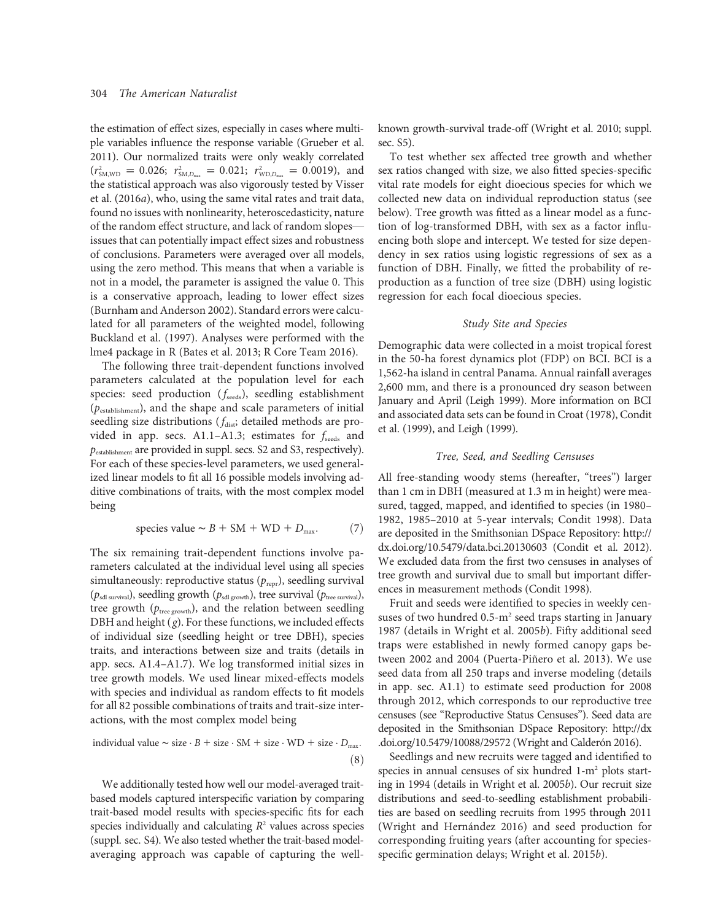the estimation of effect sizes, especially in cases where multiple variables influence the response variable (Grueber et al. 2011). Our normalized traits were only weakly correlated ($r^2_{\mathrm{SM,WD}} = 0.026$; $r^2_{\mathrm{SM},D_{\max}} = 0.021$; $r^2_{\mathrm{WD},D_{\max}} = 0.0019$), and the statistical approach was also vigorously tested by Visser et al. (2016*a*), who, using the same vital rates and trait data, found no issues with nonlinearity, heteroscedasticity, nature of the random effect structure, and lack of random slopes—issues that can potentially impact effect sizes and robustness of conclusions. Parameters were averaged over all models, using the zero method. This means that when a variable is not in a model, the parameter is assigned the value 0. This is a conservative approach, leading to lower effect sizes (Burnham and Anderson 2002). Standard errors were calculated for all parameters of the weighted model, following Buckland et al. (1997). Analyses were performed with the lme4 package in R (Bates et al. 2013; R Core Team 2016).

The following three trait-dependent functions involved parameters calculated at the population level for each species: seed production ($f_{\mathrm{seeds}}$), seedling establishment ($p_{\mathrm{establishment}}$), and the shape and scale parameters of initial seedling size distributions ($f_{\mathrm{dist}}$; detailed methods are provided in app. secs. A1.1–A1.3; estimates for $f_{\mathrm{seeds}}$ and $p_{\mathrm{establishment}}$ are provided in suppl. secs. S2 and S3, respectively). For each of these species-level parameters, we used generalized linear models to fit all 16 possible models involving additive combinations of traits, with the most complex model being

$$\text{species value} \sim B + \mathrm{SM} + \mathrm{WD} + D_{\max}. \tag{7}$$

The six remaining trait-dependent functions involve parameters calculated at the individual level using all species simultaneously: reproductive status ($p_{\mathrm{repr}}$), seedling survival ($p_{\mathrm{sdl\ survival}}$), seedling growth ($p_{\mathrm{sdl\ growth}}$), tree survival ($p_{\mathrm{tree\ survival}}$), tree growth ($p_{\mathrm{tree\ growth}}$), and the relation between seedling DBH and height ($g$). For these functions, we included effects of individual size (seedling height or tree DBH), species traits, and interactions between size and traits (details in app. secs. A1.4–A1.7). We log transformed initial sizes in tree growth models. We used linear mixed-effects models with species and individual as random effects to fit models for all 82 possible combinations of traits and trait-size interactions, with the most complex model being

$$\text{individual value} \sim \text{size} \cdot B + \text{size} \cdot \mathrm{SM} + \text{size} \cdot \mathrm{WD} + \text{size} \cdot D_{\max}. \tag{8}$$

We additionally tested how well our model-averaged trait-based models captured interspecific variation by comparing trait-based model results with species-specific fits for each species individually and calculating $R^2$ values across species (suppl. sec. S4). We also tested whether the trait-based model-averaging approach was capable of capturing the well-known growth-survival trade-off (Wright et al. 2010; suppl. sec. S5).

To test whether sex affected tree growth and whether sex ratios changed with size, we also fitted species-specific vital rate models for eight dioecious species for which we collected new data on individual reproduction status (see below). Tree growth was fitted as a linear model as a function of log-transformed DBH, with sex as a factor influencing both slope and intercept. We tested for size dependency in sex ratios using logistic regressions of sex as a function of DBH. Finally, we fitted the probability of reproduction as a function of tree size (DBH) using logistic regression for each focal dioecious species.

### *Study Site and Species*

Demographic data were collected in a moist tropical forest in the 50-ha forest dynamics plot (FDP) on BCI. BCI is a 1,562-ha island in central Panama. Annual rainfall averages 2,600 mm, and there is a pronounced dry season between January and April (Leigh 1999). More information on BCI and associated data sets can be found in Croat (1978), Condit et al. (1999), and Leigh (1999).

### *Tree, Seed, and Seedling Censuses*

All free-standing woody stems (hereafter, "trees") larger than 1 cm in DBH (measured at 1.3 m in height) were measured, tagged, mapped, and identified to species (in 1980–1982, 1985–2010 at 5-year intervals; Condit 1998). Data are deposited in the Smithsonian DSpace Repository: http://dx.doi.org/10.5479/data.bci.20130603 (Condit et al. 2012). We excluded data from the first two censuses in analyses of tree growth and survival due to small but important differences in measurement methods (Condit 1998).

Fruit and seeds were identified to species in weekly censuses of two hundred 0.5-m² seed traps starting in January 1987 (details in Wright et al. 2005*b*). Fifty additional seed traps were established in newly formed canopy gaps between 2002 and 2004 (Puerta-Piñero et al. 2013). We use seed data from all 250 traps and inverse modeling (details in app. sec. A1.1) to estimate seed production for 2008 through 2012, which corresponds to our reproductive tree censuses (see "Reproductive Status Censuses"). Seed data are deposited in the Smithsonian DSpace Repository: http://dx.doi.org/10.5479/10088/29572 (Wright and Calderón 2016).

Seedlings and new recruits were tagged and identified to species in annual censuses of six hundred 1-m² plots starting in 1994 (details in Wright et al. 2005*b*). Our recruit size distributions and seed-to-seedling establishment probabilities are based on seedling recruits from 1995 through 2011 (Wright and Hernández 2016) and seed production for corresponding fruiting years (after accounting for species-specific germination delays; Wright et al. 2015*b*).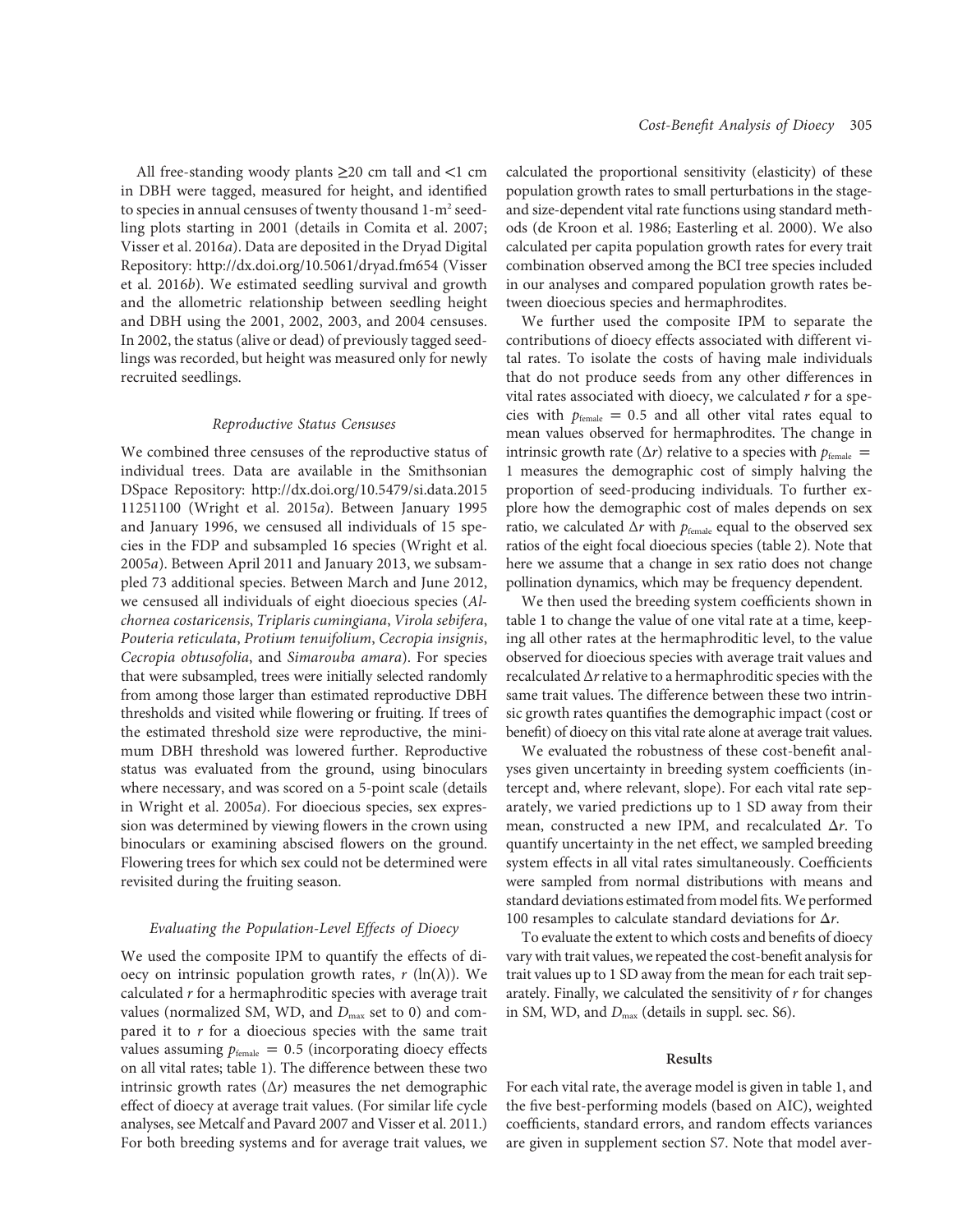All free-standing woody plants ≥20 cm tall and <1 cm in DBH were tagged, measured for height, and identified to species in annual censuses of twenty thousand 1-m$^2$ seedling plots starting in 2001 (details in Comita et al. 2007; Visser et al. 2016*a*). Data are deposited in the Dryad Digital Repository: http://dx.doi.org/10.5061/dryad.fm654 (Visser et al. 2016*b*). We estimated seedling survival and growth and the allometric relationship between seedling height and DBH using the 2001, 2002, 2003, and 2004 censuses. In 2002, the status (alive or dead) of previously tagged seedlings was recorded, but height was measured only for newly recruited seedlings.

### *Reproductive Status Censuses*

We combined three censuses of the reproductive status of individual trees. Data are available in the Smithsonian DSpace Repository: http://dx.doi.org/10.5479/si.data.2015 11251100 (Wright et al. 2015*a*). Between January 1995 and January 1996, we censused all individuals of 15 species in the FDP and subsampled 16 species (Wright et al. 2005*a*). Between April 2011 and January 2013, we subsampled 73 additional species. Between March and June 2012, we censused all individuals of eight dioecious species (*Alchornea costaricensis*, *Triplaris cumingiana*, *Virola sebifera*, *Pouteria reticulata*, *Protium tenuifolium*, *Cecropia insignis*, *Cecropia obtusofolia*, and *Simarouba amara*). For species that were subsampled, trees were initially selected randomly from among those larger than estimated reproductive DBH thresholds and visited while flowering or fruiting. If trees of the estimated threshold size were reproductive, the minimum DBH threshold was lowered further. Reproductive status was evaluated from the ground, using binoculars where necessary, and was scored on a 5-point scale (details in Wright et al. 2005*a*). For dioecious species, sex expression was determined by viewing flowers in the crown using binoculars or examining abscised flowers on the ground. Flowering trees for which sex could not be determined were revisited during the fruiting season.

### *Evaluating the Population-Level Effects of Dioecy*

We used the composite IPM to quantify the effects of dioecy on intrinsic population growth rates, $r$ ($\ln(\lambda)$). We calculated $r$ for a hermaphroditic species with average trait values (normalized SM, WD, and $D_{\max}$ set to 0) and compared it to $r$ for a dioecious species with the same trait values assuming $p_{\text{female}} = 0.5$ (incorporating dioecy effects on all vital rates; table 1). The difference between these two intrinsic growth rates ($\Delta r$) measures the net demographic effect of dioecy at average trait values. (For similar life cycle analyses, see Metcalf and Pavard 2007 and Visser et al. 2011.) For both breeding systems and for average trait values, we calculated the proportional sensitivity (elasticity) of these population growth rates to small perturbations in the stage- and size-dependent vital rate functions using standard methods (de Kroon et al. 1986; Easterling et al. 2000). We also calculated per capita population growth rates for every trait combination observed among the BCI tree species included in our analyses and compared population growth rates between dioecious species and hermaphrodites.

We further used the composite IPM to separate the contributions of dioecy effects associated with different vital rates. To isolate the costs of having male individuals that do not produce seeds from any other differences in vital rates associated with dioecy, we calculated $r$ for a species with $p_{\text{female}} = 0.5$ and all other vital rates equal to mean values observed for hermaphrodites. The change in intrinsic growth rate ($\Delta r$) relative to a species with $p_{\text{female}} = 1$ measures the demographic cost of simply halving the proportion of seed-producing individuals. To further explore how the demographic cost of males depends on sex ratio, we calculated $\Delta r$ with $p_{\text{female}}$ equal to the observed sex ratios of the eight focal dioecious species (table 2). Note that here we assume that a change in sex ratio does not change pollination dynamics, which may be frequency dependent.

We then used the breeding system coefficients shown in table 1 to change the value of one vital rate at a time, keeping all other rates at the hermaphroditic level, to the value observed for dioecious species with average trait values and recalculated $\Delta r$ relative to a hermaphroditic species with the same trait values. The difference between these two intrinsic growth rates quantifies the demographic impact (cost or benefit) of dioecy on this vital rate alone at average trait values.

We evaluated the robustness of these cost-benefit analyses given uncertainty in breeding system coefficients (intercept and, where relevant, slope). For each vital rate separately, we varied predictions up to 1 SD away from their mean, constructed a new IPM, and recalculated $\Delta r$. To quantify uncertainty in the net effect, we sampled breeding system effects in all vital rates simultaneously. Coefficients were sampled from normal distributions with means and standard deviations estimated from model fits. We performed 100 resamples to calculate standard deviations for $\Delta r$.

To evaluate the extent to which costs and benefits of dioecy vary with trait values, we repeated the cost-benefit analysis for trait values up to 1 SD away from the mean for each trait separately. Finally, we calculated the sensitivity of $r$ for changes in SM, WD, and $D_{\max}$ (details in suppl. sec. S6).

## Results

For each vital rate, the average model is given in table 1, and the five best-performing models (based on AIC), weighted coefficients, standard errors, and random effects variances are given in supplement section S7. Note that model aver-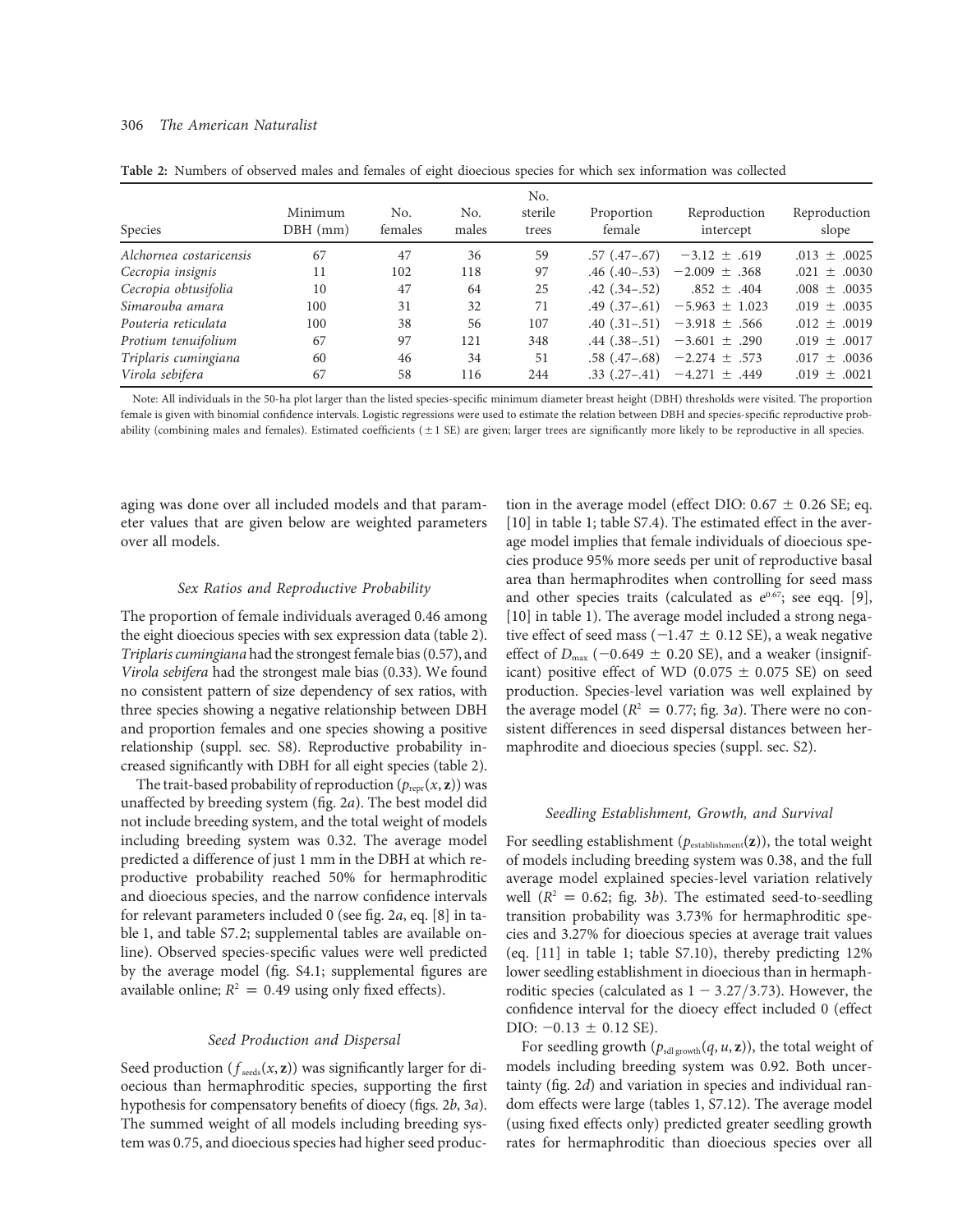**Table 2:** Numbers of observed males and females of eight dioecious species for which sex information was collected

| Species | Minimum DBH (mm) | No. females | No. males | No. sterile trees | Proportion female | Reproduction intercept | Reproduction slope |
|---|---|---|---|---|---|---|---|
| *Alchornea costaricensis* | 67 | 47 | 36 | 59 | .57 (.47–.67) | −3.12 ± .619 | .013 ± .0025 |
| *Cecropia insignis* | 11 | 102 | 118 | 97 | .46 (.40–.53) | −2.009 ± .368 | .021 ± .0030 |
| *Cecropia obtusifolia* | 10 | 47 | 64 | 25 | .42 (.34–.52) | .852 ± .404 | .008 ± .0035 |
| *Simarouba amara* | 100 | 31 | 32 | 71 | .49 (.37–.61) | −5.963 ± 1.023 | .019 ± .0035 |
| *Pouteria reticulata* | 100 | 38 | 56 | 107 | .40 (.31–.51) | −3.918 ± .566 | .012 ± .0019 |
| *Protium tenuifolium* | 67 | 97 | 121 | 348 | .44 (.38–.51) | −3.601 ± .290 | .019 ± .0017 |
| *Triplaris cumingiana* | 60 | 46 | 34 | 51 | .58 (.47–.68) | −2.274 ± .573 | .017 ± .0036 |
| *Virola sebifera* | 67 | 58 | 116 | 244 | .33 (.27–.41) | −4.271 ± .449 | .019 ± .0021 |

Note: All individuals in the 50-ha plot larger than the listed species-specific minimum diameter breast height (DBH) thresholds were visited. The proportion female is given with binomial confidence intervals. Logistic regressions were used to estimate the relation between DBH and species-specific reproductive probability (combining males and females). Estimated coefficients (±1 SE) are given; larger trees are significantly more likely to be reproductive in all species.

aging was done over all included models and that parameter values that are given below are weighted parameters over all models.

### Sex Ratios and Reproductive Probability

The proportion of female individuals averaged 0.46 among the eight dioecious species with sex expression data (table 2). *Triplaris cumingiana* had the strongest female bias (0.57), and *Virola sebifera* had the strongest male bias (0.33). We found no consistent pattern of size dependency of sex ratios, with three species showing a negative relationship between DBH and proportion females and one species showing a positive relationship (suppl. sec. S8). Reproductive probability increased significantly with DBH for all eight species (table 2).

The trait-based probability of reproduction ($p_{\text{repr}}(x, \mathbf{z})$) was unaffected by breeding system (fig. 2*a*). The best model did not include breeding system, and the total weight of models including breeding system was 0.32. The average model predicted a difference of just 1 mm in the DBH at which reproductive probability reached 50% for hermaphroditic and dioecious species, and the narrow confidence intervals for relevant parameters included 0 (see fig. 2*a*, eq. [8] in table 1, and table S7.2; supplemental tables are available online). Observed species-specific values were well predicted by the average model (fig. S4.1; supplemental figures are available online; $R^2 = 0.49$ using only fixed effects).

### Seed Production and Dispersal

Seed production ($f_{\text{seeds}}(x, \mathbf{z})$) was significantly larger for dioecious than hermaphroditic species, supporting the first hypothesis for compensatory benefits of dioecy (figs. 2*b*, 3*a*). The summed weight of all models including breeding system was 0.75, and dioecious species had higher seed production in the average model (effect DIO: 0.67 ± 0.26 SE; eq. [10] in table 1; table S7.4). The estimated effect in the average model implies that female individuals of dioecious species produce 95% more seeds per unit of reproductive basal area than hermaphrodites when controlling for seed mass and other species traits (calculated as $e^{0.67}$; see eqq. [9], [10] in table 1). The average model included a strong negative effect of seed mass (−1.47 ± 0.12 SE), a weak negative effect of $D_{\max}$ (−0.649 ± 0.20 SE), and a weaker (insignificant) positive effect of WD (0.075 ± 0.075 SE) on seed production. Species-level variation was well explained by the average model ($R^2 = 0.77$; fig. 3*a*). There were no consistent differences in seed dispersal distances between hermaphrodite and dioecious species (suppl. sec. S2).

### Seedling Establishment, Growth, and Survival

For seedling establishment ($p_{\text{establishment}}(\mathbf{z})$), the total weight of models including breeding system was 0.38, and the full average model explained species-level variation relatively well ($R^2 = 0.62$; fig. 3*b*). The estimated seed-to-seedling transition probability was 3.73% for hermaphroditic species and 3.27% for dioecious species at average trait values (eq. [11] in table 1; table S7.10), thereby predicting 12% lower seedling establishment in dioecious than in hermaphroditic species (calculated as $1 - 3.27/3.73$). However, the confidence interval for the dioecy effect included 0 (effect DIO: −0.13 ± 0.12 SE).

For seedling growth ($p_{\text{sdl growth}}(q, u, \mathbf{z})$), the total weight of models including breeding system was 0.92. Both uncertainty (fig. 2*d*) and variation in species and individual random effects were large (tables 1, S7.12). The average model (using fixed effects only) predicted greater seedling growth rates for hermaphroditic than dioecious species over all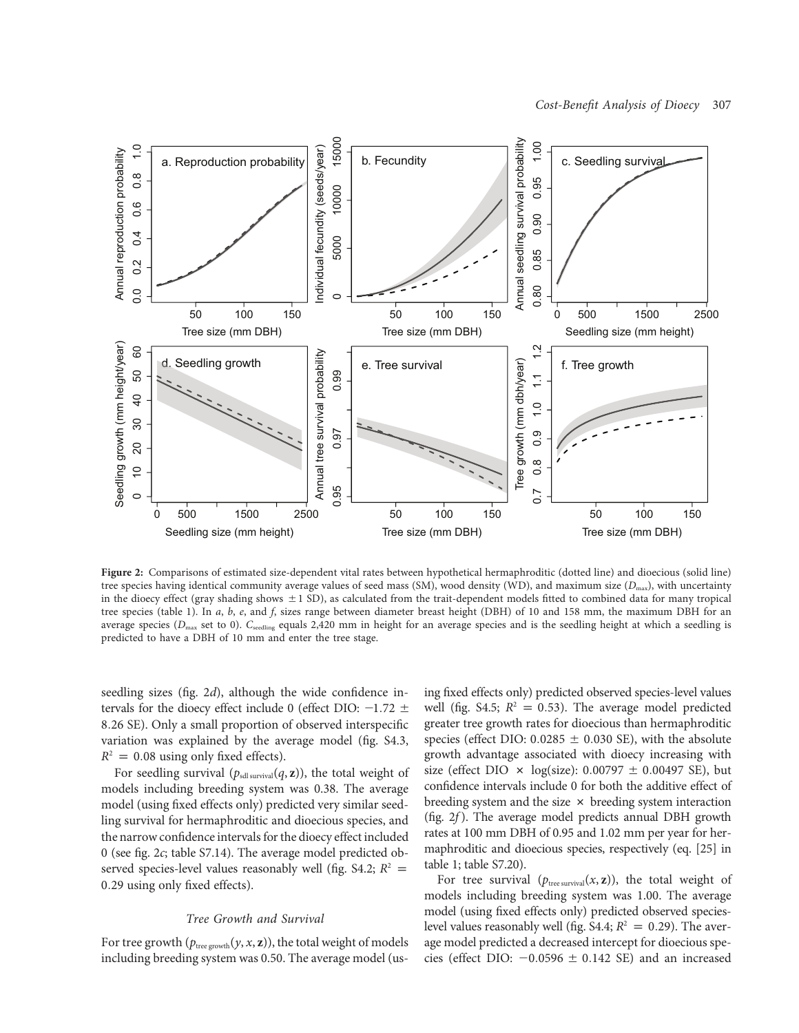**Figure 2:** Comparisons of estimated size-dependent vital rates between hypothetical hermaphroditic (dotted line) and dioecious (solid line) tree species having identical community average values of seed mass (SM), wood density (WD), and maximum size ($D_{max}$), with uncertainty in the dioecy effect (gray shading shows ±1 SD), as calculated from the trait-dependent models fitted to combined data for many tropical tree species (table 1). In *a*, *b*, *e*, and *f*, sizes range between diameter breast height (DBH) of 10 and 158 mm, the maximum DBH for an average species ($D_{max}$ set to 0). $C_{seedling}$ equals 2,420 mm in height for an average species and is the seedling height at which a seedling is predicted to have a DBH of 10 mm and enter the tree stage.

seedling sizes (fig. 2*d*), although the wide confidence intervals for the dioecy effect include 0 (effect DIO: −1.72 ± 8.26 SE). Only a small proportion of observed interspecific variation was explained by the average model (fig. S4.3, $R^2 = 0.08$ using only fixed effects).

For seedling survival ($p_{\text{sdl survival}}(q, \mathbf{z})$), the total weight of models including breeding system was 0.38. The average model (using fixed effects only) predicted very similar seedling survival for hermaphroditic and dioecious species, and the narrow confidence intervals for the dioecy effect included 0 (see fig. 2*c*; table S7.14). The average model predicted observed species-level values reasonably well (fig. S4.2; $R^2 = 0.29$ using only fixed effects).

### Tree Growth and Survival

For tree growth ($p_{\text{tree growth}}(y, x, \mathbf{z})$), the total weight of models including breeding system was 0.50. The average model (using fixed effects only) predicted observed species-level values well (fig. S4.5; $R^2 = 0.53$). The average model predicted greater tree growth rates for dioecious than hermaphroditic species (effect DIO: 0.0285 ± 0.030 SE), with the absolute growth advantage associated with dioecy increasing with size (effect DIO × log(size): 0.00797 ± 0.00497 SE), but confidence intervals include 0 for both the additive effect of breeding system and the size × breeding system interaction (fig. 2*f*). The average model predicts annual DBH growth rates at 100 mm DBH of 0.95 and 1.02 mm per year for hermaphroditic and dioecious species, respectively (eq. [25] in table 1; table S7.20).

For tree survival ($p_{\text{tree survival}}(x, \mathbf{z})$), the total weight of models including breeding system was 1.00. The average model (using fixed effects only) predicted observed species-level values reasonably well (fig. S4.4; $R^2 = 0.29$). The average model predicted a decreased intercept for dioecious species (effect DIO: −0.0596 ± 0.142 SE) and an increased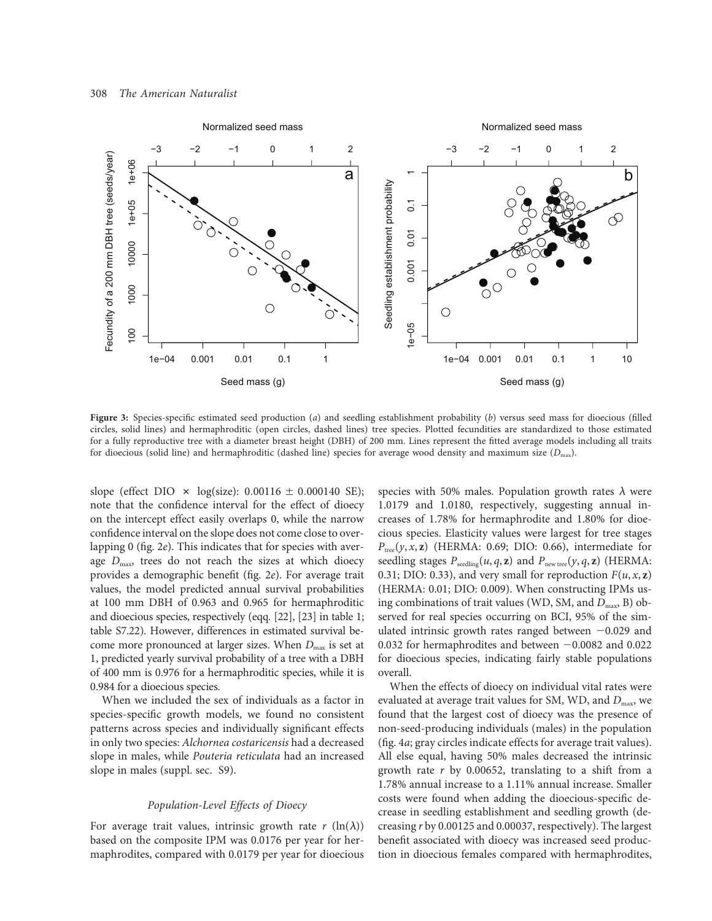Figure 3: Species-specific estimated seed production (*a*) and seedling establishment probability (*b*) versus seed mass for dioecious (filled circles, solid lines) and hermaphroditic (open circles, dashed lines) tree species. Plotted fecundities are standardized to those estimated for a fully reproductive tree with a diameter breast height (DBH) of 200 mm. Lines represent the fitted average models including all traits for dioecious (solid line) and hermaphroditic (dashed line) species for average wood density and maximum size ($D_{max}$).

slope (effect DIO × log(size): 0.00116 ± 0.000140 SE); note that the confidence interval for the effect of dioecy on the intercept effect easily overlaps 0, while the narrow confidence interval on the slope does not come close to overlapping 0 (fig. 2*e*). This indicates that for species with average $D_{max}$, trees do not reach the sizes at which dioecy provides a demographic benefit (fig. 2*e*). For average trait values, the model predicted annual survival probabilities at 100 mm DBH of 0.963 and 0.965 for hermaphroditic and dioecious species, respectively (eqq. [22], [23] in table 1; table S7.22). However, differences in estimated survival become more pronounced at larger sizes. When $D_{max}$ is set at 1, predicted yearly survival probability of a tree with a DBH of 400 mm is 0.976 for a hermaphroditic species, while it is 0.984 for a dioecious species.

When we included the sex of individuals as a factor in species-specific growth models, we found no consistent patterns across species and individually significant effects in only two species: *Alchornea costaricensis* had a decreased slope in males, while *Pouteria reticulata* had an increased slope in males (suppl. sec. S9).

### Population-Level Effects of Dioecy

For average trait values, intrinsic growth rate $r$ ($\ln(\lambda)$) based on the composite IPM was 0.0176 per year for hermaphrodites, compared with 0.0179 per year for dioecious species with 50% males. Population growth rates $\lambda$ were 1.0179 and 1.0180, respectively, suggesting annual increases of 1.78% for hermaphrodite and 1.80% for dioecious species. Elasticity values were largest for tree stages $P_{tree}(y, x, \mathbf{z})$ (HERMA: 0.69; DIO: 0.66), intermediate for seedling stages $P_{seedling}(u, q, \mathbf{z})$ and $P_{new\ tree}(y, q, \mathbf{z})$ (HERMA: 0.31; DIO: 0.33), and very small for reproduction $F(u, x, \mathbf{z})$ (HERMA: 0.01; DIO: 0.009). When constructing IPMs using combinations of trait values (WD, SM, and $D_{max}$, B) observed for real species occurring on BCI, 95% of the simulated intrinsic growth rates ranged between −0.029 and 0.032 for hermaphrodites and between −0.0082 and 0.022 for dioecious species, indicating fairly stable populations overall.

When the effects of dioecy on individual vital rates were evaluated at average trait values for SM, WD, and $D_{max}$, we found that the largest cost of dioecy was the presence of non-seed-producing individuals (males) in the population (fig. 4*a*; gray circles indicate effects for average trait values). All else equal, having 50% males decreased the intrinsic growth rate $r$ by 0.00652, translating to a shift from a 1.78% annual increase to a 1.11% annual increase. Smaller costs were found when adding the dioecious-specific decrease in seedling establishment and seedling growth (decreasing $r$ by 0.00125 and 0.00037, respectively). The largest benefit associated with dioecy was increased seed production in dioecious females compared with hermaphrodites,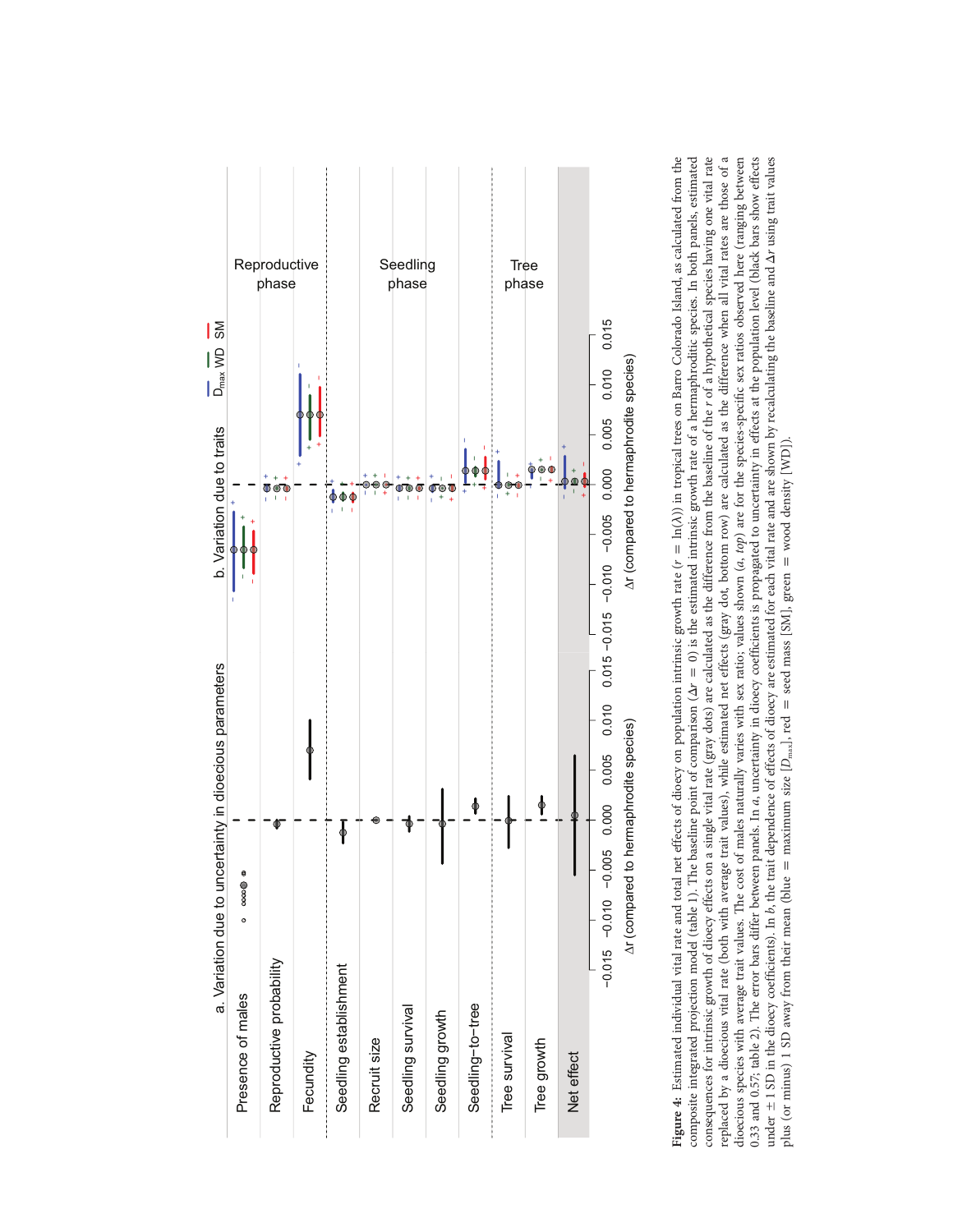**Figure 4:** Estimated individual vital rate and total net effects of dioecy on population intrinsic growth rate ($r = \ln(\lambda)$) in tropical trees on Barro Colorado Island, as calculated from the composite integrated projection model (table 1). The baseline point of comparison ($\Delta r = 0$) is the estimated intrinsic growth rate of a hermaphroditic species. In both panels, estimated consequences for intrinsic growth of dioecy effects on a single vital rate (gray dots) are calculated as the difference from the baseline of the $r$ of a hypothetical species having one vital rate replaced by a dioecious vital rate (both with average trait values), while estimated net effects (gray dot, bottom row) are calculated as the difference when all vital rates are those of a dioecious species with average trait values. The cost of males naturally varies with sex ratio; values shown (*a*, *top*) are for the species-specific sex ratios observed here (ranging between 0.33 and 0.57; table 2). The error bars differ between panels. In *a*, uncertainty in dioecy coefficients is propagated to uncertainty in effects at the population level (black bars show effects under $\pm 1$ SD in the dioecy coefficients). In *b*, the trait dependence of effects of dioecy are estimated for each vital rate and are shown by recalculating the baseline and $\Delta r$ using trait values plus (or minus) 1 SD away from their mean (blue = maximum size [$D_{max}$], red = seed mass [SM], green = wood density [WD]).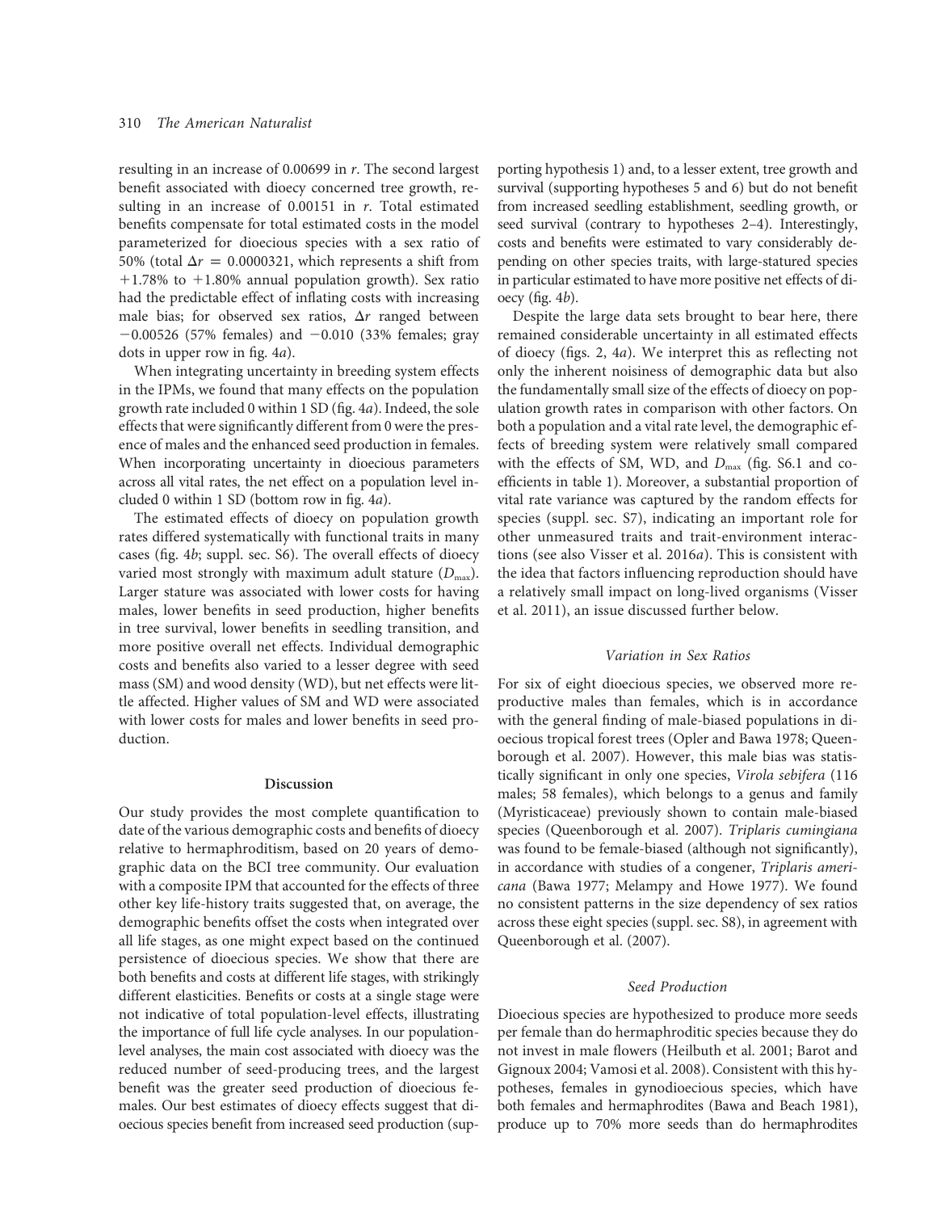resulting in an increase of 0.00699 in $r$. The second largest benefit associated with dioecy concerned tree growth, resulting in an increase of 0.00151 in $r$. Total estimated benefits compensate for total estimated costs in the model parameterized for dioecious species with a sex ratio of 50% (total $\Delta r = 0.0000321$, which represents a shift from +1.78% to +1.80% annual population growth). Sex ratio had the predictable effect of inflating costs with increasing male bias; for observed sex ratios, $\Delta r$ ranged between −0.00526 (57% females) and −0.010 (33% females; gray dots in upper row in fig. 4*a*).

When integrating uncertainty in breeding system effects in the IPMs, we found that many effects on the population growth rate included 0 within 1 SD (fig. 4*a*). Indeed, the sole effects that were significantly different from 0 were the presence of males and the enhanced seed production in females. When incorporating uncertainty in dioecious parameters across all vital rates, the net effect on a population level included 0 within 1 SD (bottom row in fig. 4*a*).

The estimated effects of dioecy on population growth rates differed systematically with functional traits in many cases (fig. 4*b*; suppl. sec. S6). The overall effects of dioecy varied most strongly with maximum adult stature ($D_{max}$). Larger stature was associated with lower costs for having males, lower benefits in seed production, higher benefits in tree survival, lower benefits in seedling transition, and more positive overall net effects. Individual demographic costs and benefits also varied to a lesser degree with seed mass (SM) and wood density (WD), but net effects were little affected. Higher values of SM and WD were associated with lower costs for males and lower benefits in seed production.

## Discussion

Our study provides the most complete quantification to date of the various demographic costs and benefits of dioecy relative to hermaphroditism, based on 20 years of demographic data on the BCI tree community. Our evaluation with a composite IPM that accounted for the effects of three other key life-history traits suggested that, on average, the demographic benefits offset the costs when integrated over all life stages, as one might expect based on the continued persistence of dioecious species. We show that there are both benefits and costs at different life stages, with strikingly different elasticities. Benefits or costs at a single stage were not indicative of total population-level effects, illustrating the importance of full life cycle analyses. In our population-level analyses, the main cost associated with dioecy was the reduced number of seed-producing trees, and the largest benefit was the greater seed production of dioecious females. Our best estimates of dioecy effects suggest that dioecious species benefit from increased seed production (supporting hypothesis 1) and, to a lesser extent, tree growth and survival (supporting hypotheses 5 and 6) but do not benefit from increased seedling establishment, seedling growth, or seed survival (contrary to hypotheses 2–4). Interestingly, costs and benefits were estimated to vary considerably depending on other species traits, with large-statured species in particular estimated to have more positive net effects of dioecy (fig. 4*b*).

Despite the large data sets brought to bear here, there remained considerable uncertainty in all estimated effects of dioecy (figs. 2, 4*a*). We interpret this as reflecting not only the inherent noisiness of demographic data but also the fundamentally small size of the effects of dioecy on population growth rates in comparison with other factors. On both a population and a vital rate level, the demographic effects of breeding system were relatively small compared with the effects of SM, WD, and $D_{max}$ (fig. S6.1 and coefficients in table 1). Moreover, a substantial proportion of vital rate variance was captured by the random effects for species (suppl. sec. S7), indicating an important role for other unmeasured traits and trait-environment interactions (see also Visser et al. 2016*a*). This is consistent with the idea that factors influencing reproduction should have a relatively small impact on long-lived organisms (Visser et al. 2011), an issue discussed further below.

### *Variation in Sex Ratios*

For six of eight dioecious species, we observed more reproductive males than females, which is in accordance with the general finding of male-biased populations in dioecious tropical forest trees (Opler and Bawa 1978; Queenborough et al. 2007). However, this male bias was statistically significant in only one species, *Virola sebifera* (116 males; 58 females), which belongs to a genus and family (Myristicaceae) previously shown to contain male-biased species (Queenborough et al. 2007). *Triplaris cumingiana* was found to be female-biased (although not significantly), in accordance with studies of a congener, *Triplaris americana* (Bawa 1977; Melampy and Howe 1977). We found no consistent patterns in the size dependency of sex ratios across these eight species (suppl. sec. S8), in agreement with Queenborough et al. (2007).

### *Seed Production*

Dioecious species are hypothesized to produce more seeds per female than do hermaphroditic species because they do not invest in male flowers (Heilbuth et al. 2001; Barot and Gignoux 2004; Vamosi et al. 2008). Consistent with this hypotheses, females in gynodioecious species, which have both females and hermaphrodites (Bawa and Beach 1981), produce up to 70% more seeds than do hermaphrodites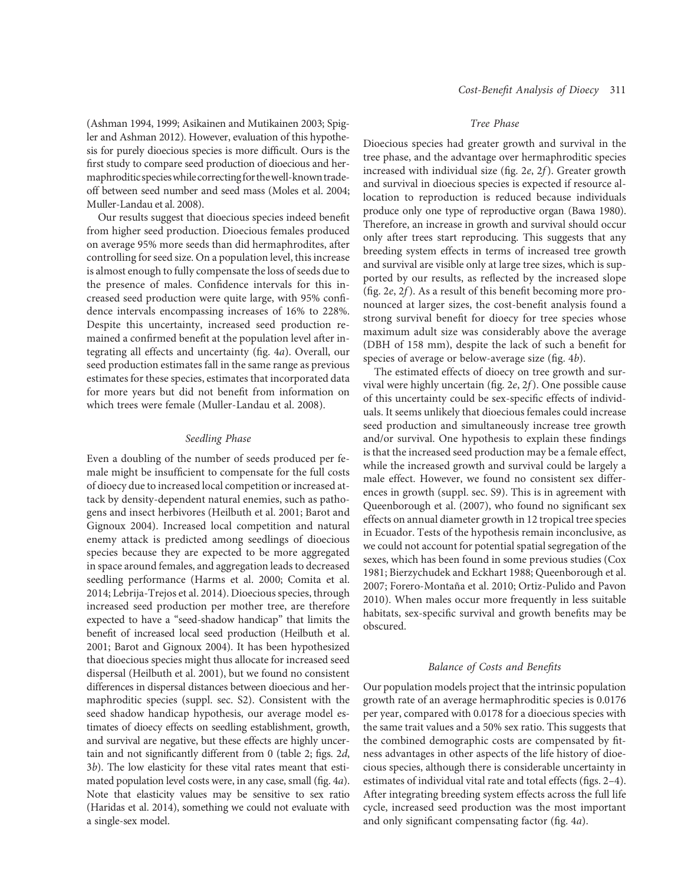(Ashman 1994, 1999; Asikainen and Mutikainen 2003; Spigler and Ashman 2012). However, evaluation of this hypothesis for purely dioecious species is more difficult. Ours is the first study to compare seed production of dioecious and hermaphroditic species while correcting for the well-known trade-off between seed number and seed mass (Moles et al. 2004; Muller-Landau et al. 2008).

Our results suggest that dioecious species indeed benefit from higher seed production. Dioecious females produced on average 95% more seeds than did hermaphrodites, after controlling for seed size. On a population level, this increase is almost enough to fully compensate the loss of seeds due to the presence of males. Confidence intervals for this increased seed production were quite large, with 95% confidence intervals encompassing increases of 16% to 228%. Despite this uncertainty, increased seed production remained a confirmed benefit at the population level after integrating all effects and uncertainty (fig. 4*a*). Overall, our seed production estimates fall in the same range as previous estimates for these species, estimates that incorporated data for more years but did not benefit from information on which trees were female (Muller-Landau et al. 2008).

### *Seedling Phase*

Even a doubling of the number of seeds produced per female might be insufficient to compensate for the full costs of dioecy due to increased local competition or increased attack by density-dependent natural enemies, such as pathogens and insect herbivores (Heilbuth et al. 2001; Barot and Gignoux 2004). Increased local competition and natural enemy attack is predicted among seedlings of dioecious species because they are expected to be more aggregated in space around females, and aggregation leads to decreased seedling performance (Harms et al. 2000; Comita et al. 2014; Lebrija-Trejos et al. 2014). Dioecious species, through increased seed production per mother tree, are therefore expected to have a "seed-shadow handicap" that limits the benefit of increased local seed production (Heilbuth et al. 2001; Barot and Gignoux 2004). It has been hypothesized that dioecious species might thus allocate for increased seed dispersal (Heilbuth et al. 2001), but we found no consistent differences in dispersal distances between dioecious and hermaphroditic species (suppl. sec. S2). Consistent with the seed shadow handicap hypothesis, our average model estimates of dioecy effects on seedling establishment, growth, and survival are negative, but these effects are highly uncertain and not significantly different from 0 (table 2; figs. 2*d*, 3*b*). The low elasticity for these vital rates meant that estimated population level costs were, in any case, small (fig. 4*a*). Note that elasticity values may be sensitive to sex ratio (Haridas et al. 2014), something we could not evaluate with a single-sex model.

### *Tree Phase*

Dioecious species had greater growth and survival in the tree phase, and the advantage over hermaphroditic species increased with individual size (fig. 2*e*, 2*f*). Greater growth and survival in dioecious species is expected if resource allocation to reproduction is reduced because individuals produce only one type of reproductive organ (Bawa 1980). Therefore, an increase in growth and survival should occur only after trees start reproducing. This suggests that any breeding system effects in terms of increased tree growth and survival are visible only at large tree sizes, which is supported by our results, as reflected by the increased slope (fig. 2*e*, 2*f*). As a result of this benefit becoming more pronounced at larger sizes, the cost-benefit analysis found a strong survival benefit for dioecy for tree species whose maximum adult size was considerably above the average (DBH of 158 mm), despite the lack of such a benefit for species of average or below-average size (fig. 4*b*).

The estimated effects of dioecy on tree growth and survival were highly uncertain (fig. 2*e*, 2*f*). One possible cause of this uncertainty could be sex-specific effects of individuals. It seems unlikely that dioecious females could increase seed production and simultaneously increase tree growth and/or survival. One hypothesis to explain these findings is that the increased seed production may be a female effect, while the increased growth and survival could be largely a male effect. However, we found no consistent sex differences in growth (suppl. sec. S9). This is in agreement with Queenborough et al. (2007), who found no significant sex effects on annual diameter growth in 12 tropical tree species in Ecuador. Tests of the hypothesis remain inconclusive, as we could not account for potential spatial segregation of the sexes, which has been found in some previous studies (Cox 1981; Bierzychudek and Eckhart 1988; Queenborough et al. 2007; Forero-Montaña et al. 2010; Ortiz-Pulido and Pavon 2010). When males occur more frequently in less suitable habitats, sex-specific survival and growth benefits may be obscured.

### *Balance of Costs and Benefits*

Our population models project that the intrinsic population growth rate of an average hermaphroditic species is 0.0176 per year, compared with 0.0178 for a dioecious species with the same trait values and a 50% sex ratio. This suggests that the combined demographic costs are compensated by fitness advantages in other aspects of the life history of dioecious species, although there is considerable uncertainty in estimates of individual vital rate and total effects (figs. 2–4). After integrating breeding system effects across the full life cycle, increased seed production was the most important and only significant compensating factor (fig. 4*a*).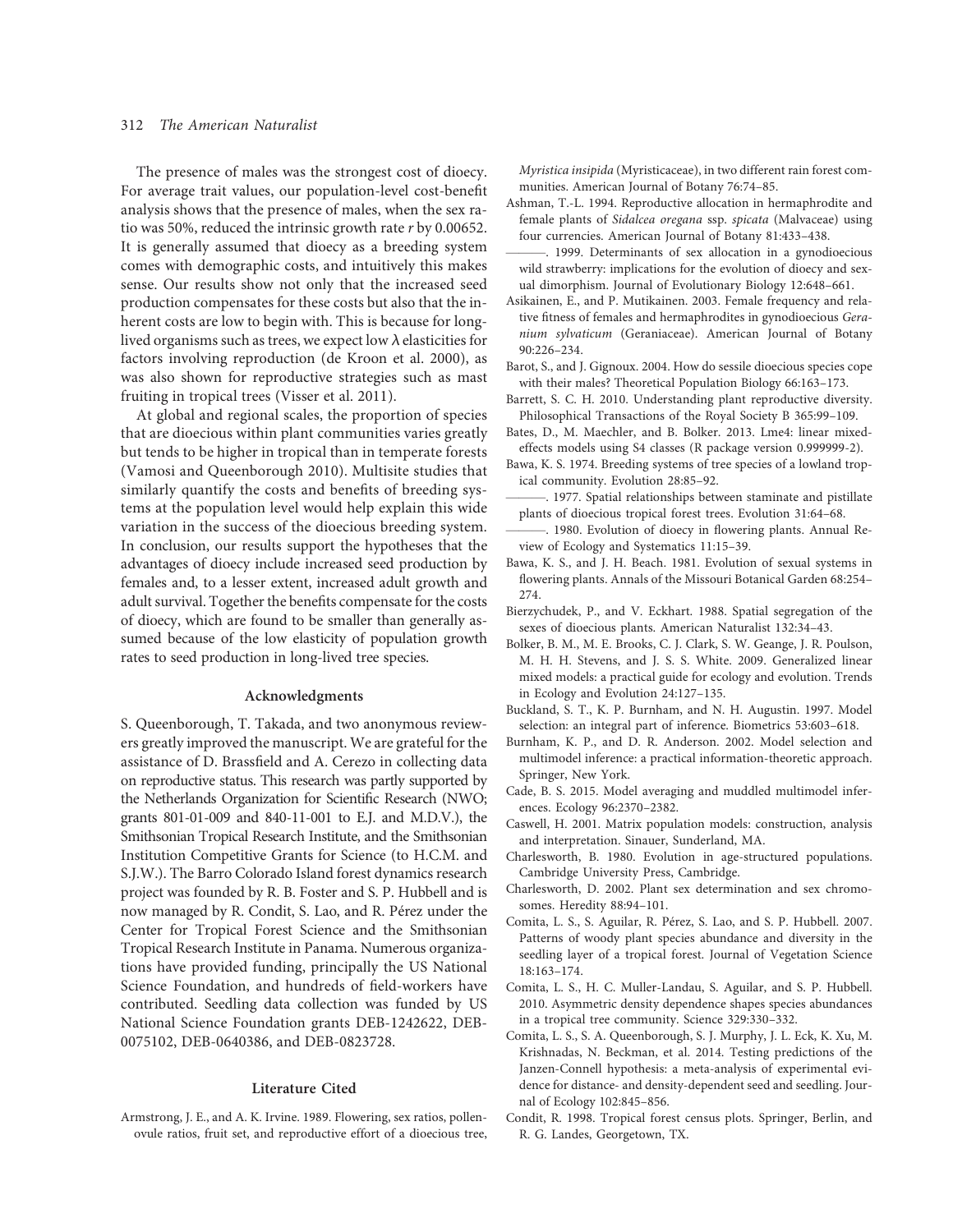The presence of males was the strongest cost of dioecy. For average trait values, our population-level cost-benefit analysis shows that the presence of males, when the sex ratio was 50%, reduced the intrinsic growth rate $r$ by 0.00652. It is generally assumed that dioecy as a breeding system comes with demographic costs, and intuitively this makes sense. Our results show not only that the increased seed production compensates for these costs but also that the inherent costs are low to begin with. This is because for long-lived organisms such as trees, we expect low $\lambda$ elasticities for factors involving reproduction (de Kroon et al. 2000), as was also shown for reproductive strategies such as mast fruiting in tropical trees (Visser et al. 2011).

At global and regional scales, the proportion of species that are dioecious within plant communities varies greatly but tends to be higher in tropical than in temperate forests (Vamosi and Queenborough 2010). Multisite studies that similarly quantify the costs and benefits of breeding systems at the population level would help explain this wide variation in the success of the dioecious breeding system. In conclusion, our results support the hypotheses that the advantages of dioecy include increased seed production by females and, to a lesser extent, increased adult growth and adult survival. Together the benefits compensate for the costs of dioecy, which are found to be smaller than generally assumed because of the low elasticity of population growth rates to seed production in long-lived tree species.

## Acknowledgments

S. Queenborough, T. Takada, and two anonymous reviewers greatly improved the manuscript. We are grateful for the assistance of D. Brassfield and A. Cerezo in collecting data on reproductive status. This research was partly supported by the Netherlands Organization for Scientific Research (NWO; grants 801-01-009 and 840-11-001 to E.J. and M.D.V.), the Smithsonian Tropical Research Institute, and the Smithsonian Institution Competitive Grants for Science (to H.C.M. and S.J.W.). The Barro Colorado Island forest dynamics research project was founded by R. B. Foster and S. P. Hubbell and is now managed by R. Condit, S. Lao, and R. Pérez under the Center for Tropical Forest Science and the Smithsonian Tropical Research Institute in Panama. Numerous organizations have provided funding, principally the US National Science Foundation, and hundreds of field-workers have contributed. Seedling data collection was funded by US National Science Foundation grants DEB-1242622, DEB-0075102, DEB-0640386, and DEB-0823728.

## Literature Cited

Armstrong, J. E., and A. K. Irvine. 1989. Flowering, sex ratios, pollen-ovule ratios, fruit set, and reproductive effort of a dioecious tree, *Myristica insipida* (Myristicaceae), in two different rain forest communities. American Journal of Botany 76:74–85.

Ashman, T.-L. 1994. Reproductive allocation in hermaphrodite and female plants of *Sidalcea oregana* ssp. *spicata* (Malvaceae) using four currencies. American Journal of Botany 81:433–438.

———. 1999. Determinants of sex allocation in a gynodioecious wild strawberry: implications for the evolution of dioecy and sexual dimorphism. Journal of Evolutionary Biology 12:648–661.

Asikainen, E., and P. Mutikainen. 2003. Female frequency and relative fitness of females and hermaphrodites in gynodioecious *Geranium sylvaticum* (Geraniaceae). American Journal of Botany 90:226–234.

Barot, S., and J. Gignoux. 2004. How do sessile dioecious species cope with their males? Theoretical Population Biology 66:163–173.

Barrett, S. C. H. 2010. Understanding plant reproductive diversity. Philosophical Transactions of the Royal Society B 365:99–109.

Bates, D., M. Maechler, and B. Bolker. 2013. Lme4: linear mixed-effects models using S4 classes (R package version 0.999999-2).

Bawa, K. S. 1974. Breeding systems of tree species of a lowland tropical community. Evolution 28:85–92.

———. 1977. Spatial relationships between staminate and pistillate plants of dioecious tropical forest trees. Evolution 31:64–68.

———. 1980. Evolution of dioecy in flowering plants. Annual Review of Ecology and Systematics 11:15–39.

Bawa, K. S., and J. H. Beach. 1981. Evolution of sexual systems in flowering plants. Annals of the Missouri Botanical Garden 68:254–274.

Bierzychudek, P., and V. Eckhart. 1988. Spatial segregation of the sexes of dioecious plants. American Naturalist 132:34–43.

Bolker, B. M., M. E. Brooks, C. J. Clark, S. W. Geange, J. R. Poulson, M. H. H. Stevens, and J. S. S. White. 2009. Generalized linear mixed models: a practical guide for ecology and evolution. Trends in Ecology and Evolution 24:127–135.

Buckland, S. T., K. P. Burnham, and N. H. Augustin. 1997. Model selection: an integral part of inference. Biometrics 53:603–618.

Burnham, K. P., and D. R. Anderson. 2002. Model selection and multimodel inference: a practical information-theoretic approach. Springer, New York.

Cade, B. S. 2015. Model averaging and muddled multimodel inferences. Ecology 96:2370–2382.

Caswell, H. 2001. Matrix population models: construction, analysis and interpretation. Sinauer, Sunderland, MA.

Charlesworth, B. 1980. Evolution in age-structured populations. Cambridge University Press, Cambridge.

Charlesworth, D. 2002. Plant sex determination and sex chromosomes. Heredity 88:94–101.

Comita, L. S., S. Aguilar, R. Pérez, S. Lao, and S. P. Hubbell. 2007. Patterns of woody plant species abundance and diversity in the seedling layer of a tropical forest. Journal of Vegetation Science 18:163–174.

Comita, L. S., H. C. Muller-Landau, S. Aguilar, and S. P. Hubbell. 2010. Asymmetric density dependence shapes species abundances in a tropical tree community. Science 329:330–332.

Comita, L. S., S. A. Queenborough, S. J. Murphy, J. L. Eck, K. Xu, M. Krishnadas, N. Beckman, et al. 2014. Testing predictions of the Janzen-Connell hypothesis: a meta-analysis of experimental evidence for distance- and density-dependent seed and seedling. Journal of Ecology 102:845–856.

Condit, R. 1998. Tropical forest census plots. Springer, Berlin, and R. G. Landes, Georgetown, TX.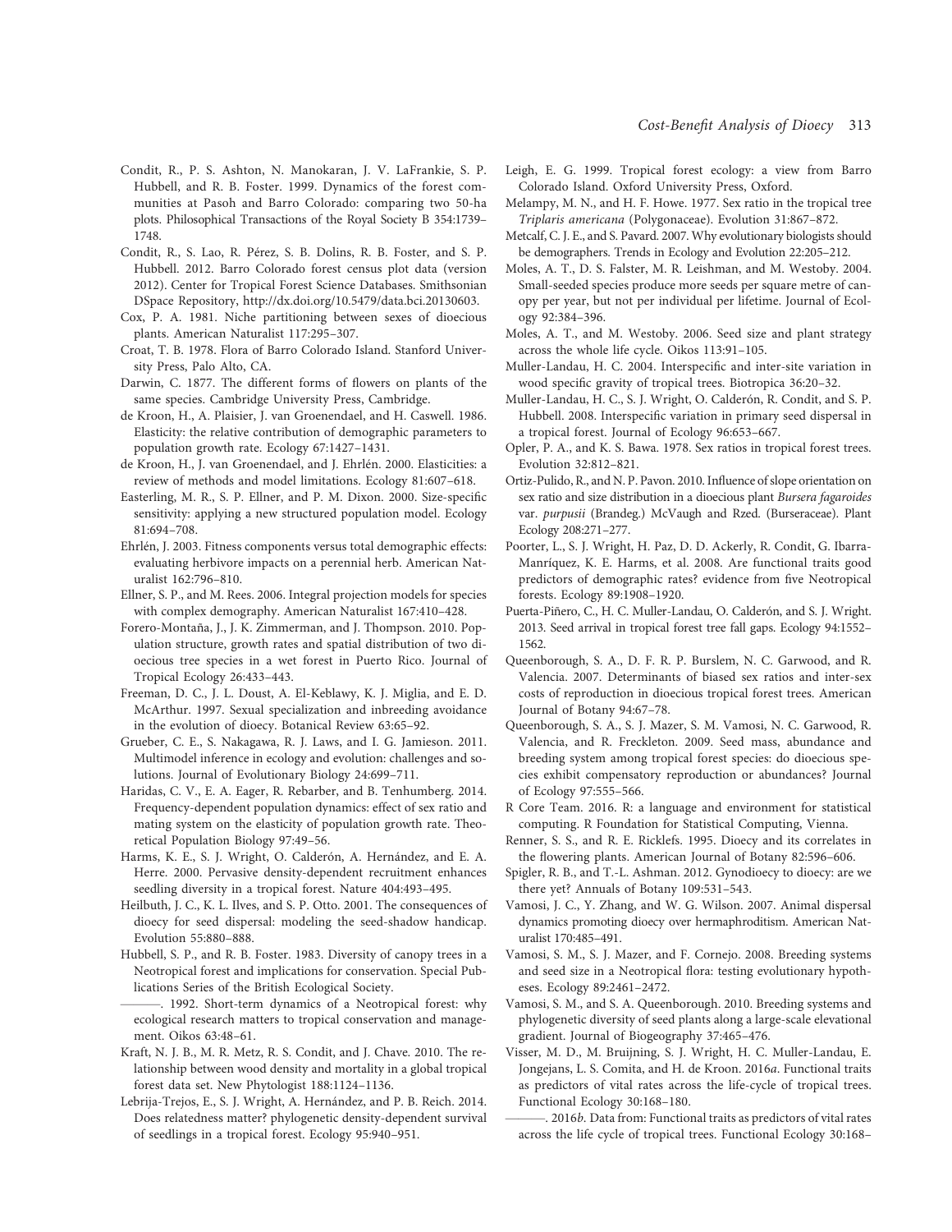Condit, R., P. S. Ashton, N. Manokaran, J. V. LaFrankie, S. P. Hubbell, and R. B. Foster. 1999. Dynamics of the forest communities at Pasoh and Barro Colorado: comparing two 50-ha plots. Philosophical Transactions of the Royal Society B 354:1739–1748.

Condit, R., S. Lao, R. Pérez, S. B. Dolins, R. B. Foster, and S. P. Hubbell. 2012. Barro Colorado forest census plot data (version 2012). Center for Tropical Forest Science Databases. Smithsonian DSpace Repository, http://dx.doi.org/10.5479/data.bci.20130603.

Cox, P. A. 1981. Niche partitioning between sexes of dioecious plants. American Naturalist 117:295–307.

Croat, T. B. 1978. Flora of Barro Colorado Island. Stanford University Press, Palo Alto, CA.

Darwin, C. 1877. The different forms of flowers on plants of the same species. Cambridge University Press, Cambridge.

de Kroon, H., A. Plaisier, J. van Groenendael, and H. Caswell. 1986. Elasticity: the relative contribution of demographic parameters to population growth rate. Ecology 67:1427–1431.

de Kroon, H., J. van Groenendael, and J. Ehrlén. 2000. Elasticities: a review of methods and model limitations. Ecology 81:607–618.

Easterling, M. R., S. P. Ellner, and P. M. Dixon. 2000. Size-specific sensitivity: applying a new structured population model. Ecology 81:694–708.

Ehrlén, J. 2003. Fitness components versus total demographic effects: evaluating herbivore impacts on a perennial herb. American Naturalist 162:796–810.

Ellner, S. P., and M. Rees. 2006. Integral projection models for species with complex demography. American Naturalist 167:410–428.

Forero-Montaña, J., J. K. Zimmerman, and J. Thompson. 2010. Population structure, growth rates and spatial distribution of two dioecious tree species in a wet forest in Puerto Rico. Journal of Tropical Ecology 26:433–443.

Freeman, D. C., J. L. Doust, A. El-Keblawy, K. J. Miglia, and E. D. McArthur. 1997. Sexual specialization and inbreeding avoidance in the evolution of dioecy. Botanical Review 63:65–92.

Grueber, C. E., S. Nakagawa, R. J. Laws, and I. G. Jamieson. 2011. Multimodel inference in ecology and evolution: challenges and solutions. Journal of Evolutionary Biology 24:699–711.

Haridas, C. V., E. A. Eager, R. Rebarber, and B. Tenhumberg. 2014. Frequency-dependent population dynamics: effect of sex ratio and mating system on the elasticity of population growth rate. Theoretical Population Biology 97:49–56.

Harms, K. E., S. J. Wright, O. Calderón, A. Hernández, and E. A. Herre. 2000. Pervasive density-dependent recruitment enhances seedling diversity in a tropical forest. Nature 404:493–495.

Heilbuth, J. C., K. L. Ilves, and S. P. Otto. 2001. The consequences of dioecy for seed dispersal: modeling the seed-shadow handicap. Evolution 55:880–888.

Hubbell, S. P., and R. B. Foster. 1983. Diversity of canopy trees in a Neotropical forest and implications for conservation. Special Publications Series of the British Ecological Society.

———. 1992. Short-term dynamics of a Neotropical forest: why ecological research matters to tropical conservation and management. Oikos 63:48–61.

Kraft, N. J. B., M. R. Metz, R. S. Condit, and J. Chave. 2010. The relationship between wood density and mortality in a global tropical forest data set. New Phytologist 188:1124–1136.

Lebrija-Trejos, E., S. J. Wright, A. Hernández, and P. B. Reich. 2014. Does relatedness matter? phylogenetic density-dependent survival of seedlings in a tropical forest. Ecology 95:940–951.

Leigh, E. G. 1999. Tropical forest ecology: a view from Barro Colorado Island. Oxford University Press, Oxford.

Melampy, M. N., and H. F. Howe. 1977. Sex ratio in the tropical tree *Triplaris americana* (Polygonaceae). Evolution 31:867–872.

Metcalf, C. J. E., and S. Pavard. 2007. Why evolutionary biologists should be demographers. Trends in Ecology and Evolution 22:205–212.

Moles, A. T., D. S. Falster, M. R. Leishman, and M. Westoby. 2004. Small-seeded species produce more seeds per square metre of canopy per year, but not per individual per lifetime. Journal of Ecology 92:384–396.

Moles, A. T., and M. Westoby. 2006. Seed size and plant strategy across the whole life cycle. Oikos 113:91–105.

Muller-Landau, H. C. 2004. Interspecific and inter-site variation in wood specific gravity of tropical trees. Biotropica 36:20–32.

Muller-Landau, H. C., S. J. Wright, O. Calderón, R. Condit, and S. P. Hubbell. 2008. Interspecific variation in primary seed dispersal in a tropical forest. Journal of Ecology 96:653–667.

Opler, P. A., and K. S. Bawa. 1978. Sex ratios in tropical forest trees. Evolution 32:812–821.

Ortiz-Pulido, R., and N. P. Pavon. 2010. Influence of slope orientation on sex ratio and size distribution in a dioecious plant *Bursera fagaroides* var. *purpusii* (Brandeg.) McVaugh and Rzed. (Burseraceae). Plant Ecology 208:271–277.

Poorter, L., S. J. Wright, H. Paz, D. D. Ackerly, R. Condit, G. Ibarra-Manríquez, K. E. Harms, et al. 2008. Are functional traits good predictors of demographic rates? evidence from five Neotropical forests. Ecology 89:1908–1920.

Puerta-Piñero, C., H. C. Muller-Landau, O. Calderón, and S. J. Wright. 2013. Seed arrival in tropical forest tree fall gaps. Ecology 94:1552–1562.

Queenborough, S. A., D. F. R. P. Burslem, N. C. Garwood, and R. Valencia. 2007. Determinants of biased sex ratios and inter-sex costs of reproduction in dioecious tropical forest trees. American Journal of Botany 94:67–78.

Queenborough, S. A., S. J. Mazer, S. M. Vamosi, N. C. Garwood, R. Valencia, and R. Freckleton. 2009. Seed mass, abundance and breeding system among tropical forest species: do dioecious species exhibit compensatory reproduction or abundances? Journal of Ecology 97:555–566.

R Core Team. 2016. R: a language and environment for statistical computing. R Foundation for Statistical Computing, Vienna.

Renner, S. S., and R. E. Ricklefs. 1995. Dioecy and its correlates in the flowering plants. American Journal of Botany 82:596–606.

Spigler, R. B., and T.-L. Ashman. 2012. Gynodioecy to dioecy: are we there yet? Annuals of Botany 109:531–543.

Vamosi, J. C., Y. Zhang, and W. G. Wilson. 2007. Animal dispersal dynamics promoting dioecy over hermaphroditism. American Naturalist 170:485–491.

Vamosi, S. M., S. J. Mazer, and F. Cornejo. 2008. Breeding systems and seed size in a Neotropical flora: testing evolutionary hypotheses. Ecology 89:2461–2472.

Vamosi, S. M., and S. A. Queenborough. 2010. Breeding systems and phylogenetic diversity of seed plants along a large-scale elevational gradient. Journal of Biogeography 37:465–476.

Visser, M. D., M. Bruijning, S. J. Wright, H. C. Muller-Landau, E. Jongejans, L. S. Comita, and H. de Kroon. 2016*a*. Functional traits as predictors of vital rates across the life-cycle of tropical trees. Functional Ecology 30:168–180.

———. 2016*b*. Data from: Functional traits as predictors of vital rates across the life cycle of tropical trees. Functional Ecology 30:168–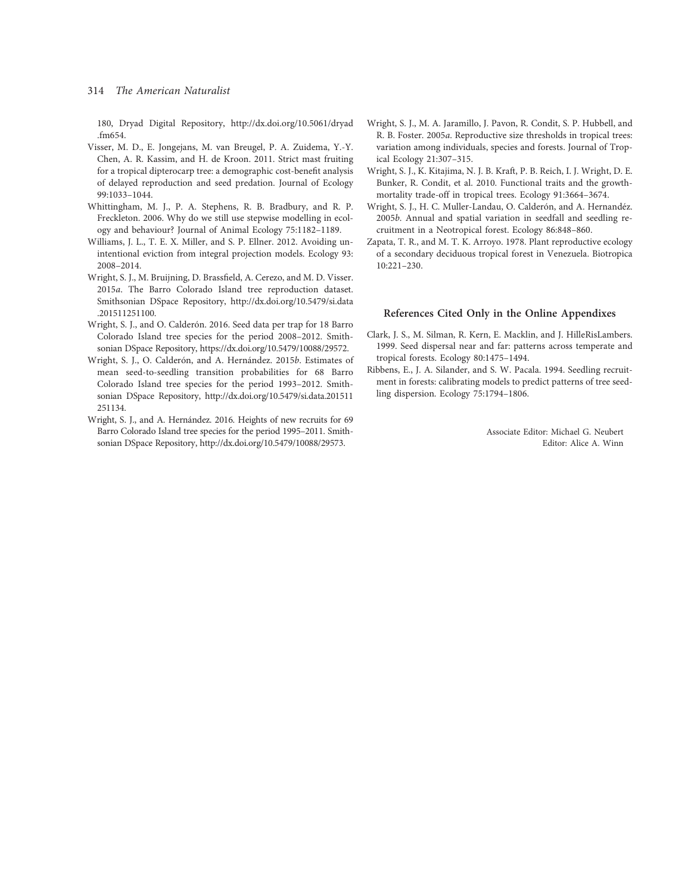180, Dryad Digital Repository, http://dx.doi.org/10.5061/dryad.fm654.

Visser, M. D., E. Jongejans, M. van Breugel, P. A. Zuidema, Y.-Y. Chen, A. R. Kassim, and H. de Kroon. 2011. Strict mast fruiting for a tropical dipterocarp tree: a demographic cost-benefit analysis of delayed reproduction and seed predation. Journal of Ecology 99:1033–1044.

Whittingham, M. J., P. A. Stephens, R. B. Bradbury, and R. P. Freckleton. 2006. Why do we still use stepwise modelling in ecology and behaviour? Journal of Animal Ecology 75:1182–1189.

Williams, J. L., T. E. X. Miller, and S. P. Ellner. 2012. Avoiding unintentional eviction from integral projection models. Ecology 93: 2008–2014.

Wright, S. J., M. Bruijning, D. Brassfield, A. Cerezo, and M. D. Visser. 2015*a*. The Barro Colorado Island tree reproduction dataset. Smithsonian DSpace Repository, http://dx.doi.org/10.5479/si.data.201511251100.

Wright, S. J., and O. Calderón. 2016. Seed data per trap for 18 Barro Colorado Island tree species for the period 2008–2012. Smithsonian DSpace Repository, https://dx.doi.org/10.5479/10088/29572.

Wright, S. J., O. Calderón, and A. Hernández. 2015*b*. Estimates of mean seed-to-seedling transition probabilities for 68 Barro Colorado Island tree species for the period 1993–2012. Smithsonian DSpace Repository, http://dx.doi.org/10.5479/si.data.201511251134.

Wright, S. J., and A. Hernández. 2016. Heights of new recruits for 69 Barro Colorado Island tree species for the period 1995–2011. Smithsonian DSpace Repository, http://dx.doi.org/10.5479/10088/29573.

Wright, S. J., M. A. Jaramillo, J. Pavon, R. Condit, S. P. Hubbell, and R. B. Foster. 2005*a*. Reproductive size thresholds in tropical trees: variation among individuals, species and forests. Journal of Tropical Ecology 21:307–315.

Wright, S. J., K. Kitajima, N. J. B. Kraft, P. B. Reich, I. J. Wright, D. E. Bunker, R. Condit, et al. 2010. Functional traits and the growth-mortality trade-off in tropical trees. Ecology 91:3664–3674.

Wright, S. J., H. C. Muller-Landau, O. Calderón, and A. Hernandéz. 2005*b*. Annual and spatial variation in seedfall and seedling recruitment in a Neotropical forest. Ecology 86:848–860.

Zapata, T. R., and M. T. K. Arroyo. 1978. Plant reproductive ecology of a secondary deciduous tropical forest in Venezuela. Biotropica 10:221–230.

## References Cited Only in the Online Appendixes

Clark, J. S., M. Silman, R. Kern, E. Macklin, and J. HilleRisLambers. 1999. Seed dispersal near and far: patterns across temperate and tropical forests. Ecology 80:1475–1494.

Ribbens, E., J. A. Silander, and S. W. Pacala. 1994. Seedling recruitment in forests: calibrating models to predict patterns of tree seedling dispersion. Ecology 75:1794–1806.

Associate Editor: Michael G. Neubert
Editor: Alice A. Winn